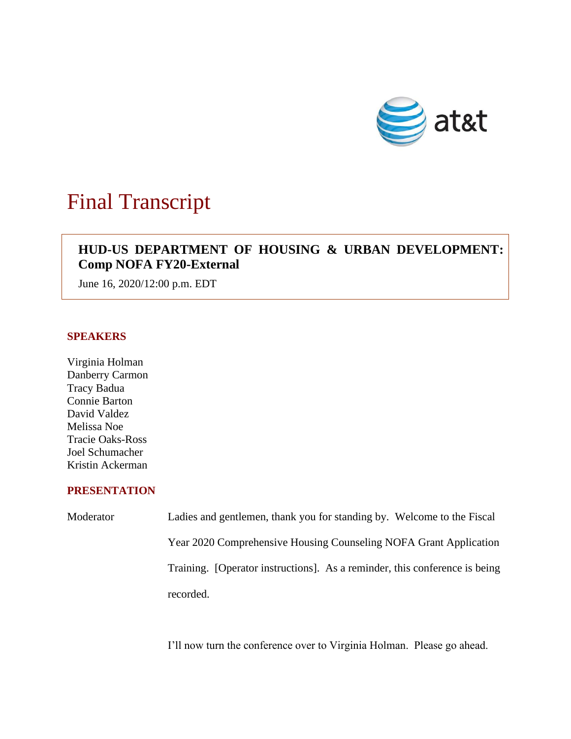# Final Transcript

**HUD-US DEPARTMENT OF HOUSING & URBAN DEVELOPMENT: Comp NOFA FY20-External**

June 16, 2020/12:00 p.m. EDT

## SPEAKERS

Virginia Holman
Danberry Carmon
Tracy Badua
Connie Barton
David Valdez
Melissa Noe
Tracie Oaks-Ross
Joel Schumacher
Kristin Ackerman

## PRESENTATION

Moderator Ladies and gentlemen, thank you for standing by. Welcome to the Fiscal Year 2020 Comprehensive Housing Counseling NOFA Grant Application Training. [Operator instructions]. As a reminder, this conference is being recorded.

I'll now turn the conference over to Virginia Holman. Please go ahead.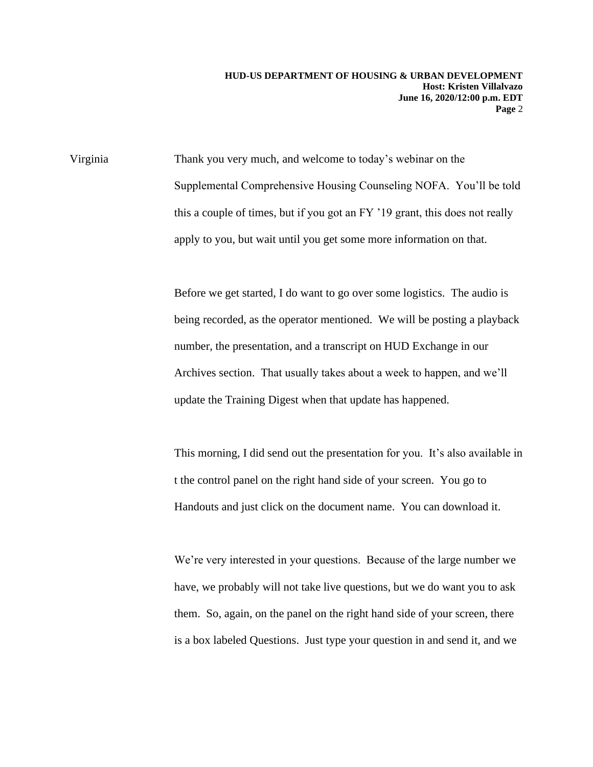Virginia Thank you very much, and welcome to today's webinar on the Supplemental Comprehensive Housing Counseling NOFA. You'll be told this a couple of times, but if you got an FY '19 grant, this does not really apply to you, but wait until you get some more information on that.

Before we get started, I do want to go over some logistics. The audio is being recorded, as the operator mentioned. We will be posting a playback number, the presentation, and a transcript on HUD Exchange in our Archives section. That usually takes about a week to happen, and we'll update the Training Digest when that update has happened.

This morning, I did send out the presentation for you. It's also available in t the control panel on the right hand side of your screen. You go to Handouts and just click on the document name. You can download it.

We're very interested in your questions. Because of the large number we have, we probably will not take live questions, but we do want you to ask them. So, again, on the panel on the right hand side of your screen, there is a box labeled Questions. Just type your question in and send it, and we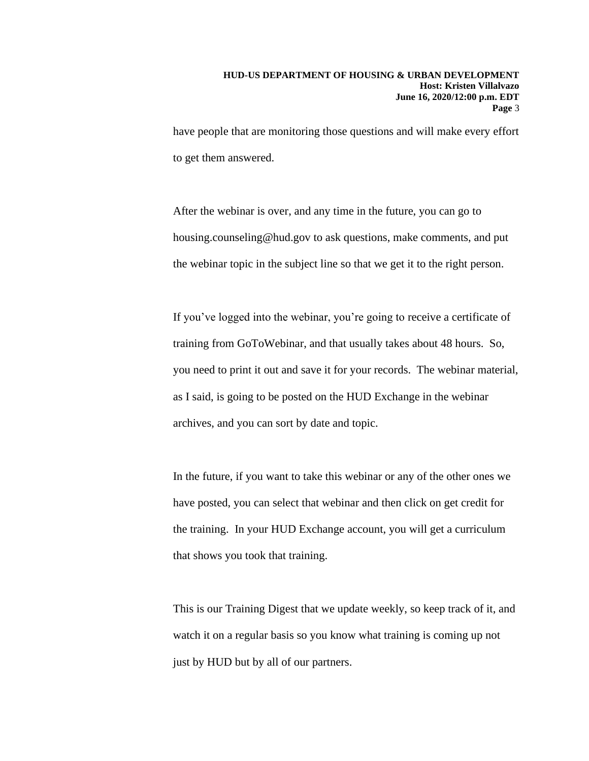have people that are monitoring those questions and will make every effort to get them answered.

After the webinar is over, and any time in the future, you can go to housing.counseling@hud.gov to ask questions, make comments, and put the webinar topic in the subject line so that we get it to the right person.

If you've logged into the webinar, you're going to receive a certificate of training from GoToWebinar, and that usually takes about 48 hours. So, you need to print it out and save it for your records. The webinar material, as I said, is going to be posted on the HUD Exchange in the webinar archives, and you can sort by date and topic.

In the future, if you want to take this webinar or any of the other ones we have posted, you can select that webinar and then click on get credit for the training. In your HUD Exchange account, you will get a curriculum that shows you took that training.

This is our Training Digest that we update weekly, so keep track of it, and watch it on a regular basis so you know what training is coming up not just by HUD but by all of our partners.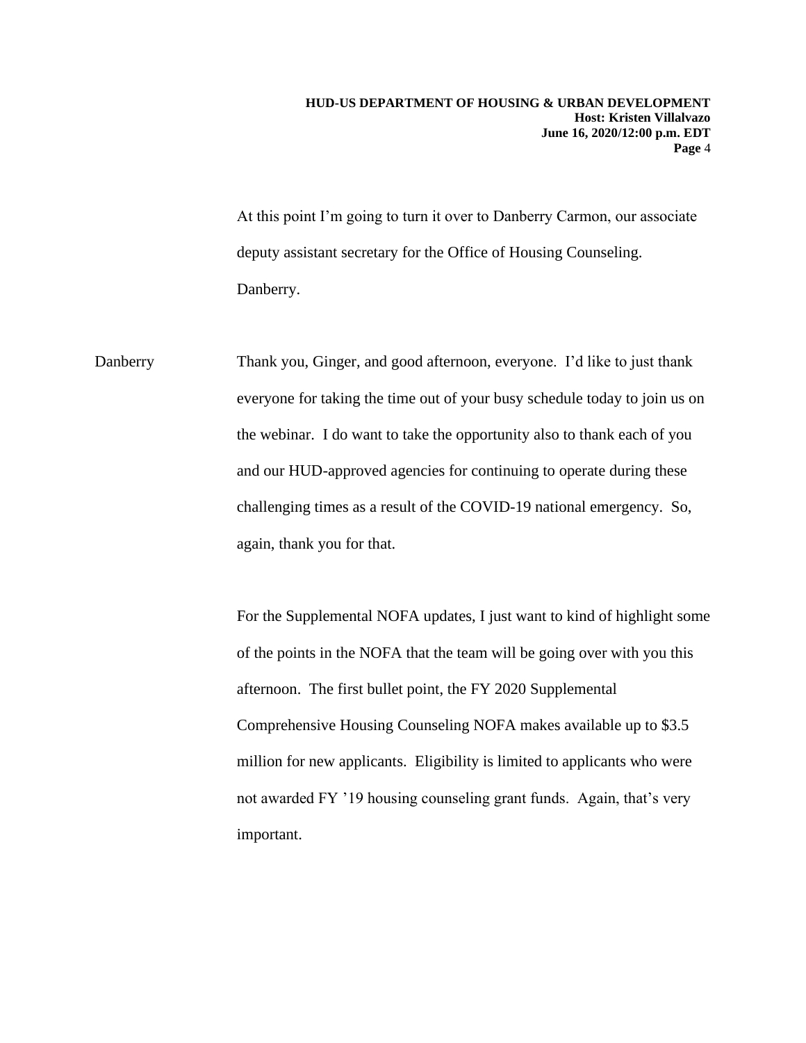At this point I'm going to turn it over to Danberry Carmon, our associate deputy assistant secretary for the Office of Housing Counseling. Danberry.

Danberry Thank you, Ginger, and good afternoon, everyone. I'd like to just thank everyone for taking the time out of your busy schedule today to join us on the webinar. I do want to take the opportunity also to thank each of you and our HUD-approved agencies for continuing to operate during these challenging times as a result of the COVID-19 national emergency. So, again, thank you for that.

For the Supplemental NOFA updates, I just want to kind of highlight some of the points in the NOFA that the team will be going over with you this afternoon. The first bullet point, the FY 2020 Supplemental Comprehensive Housing Counseling NOFA makes available up to $3.5 million for new applicants. Eligibility is limited to applicants who were not awarded FY '19 housing counseling grant funds. Again, that's very important.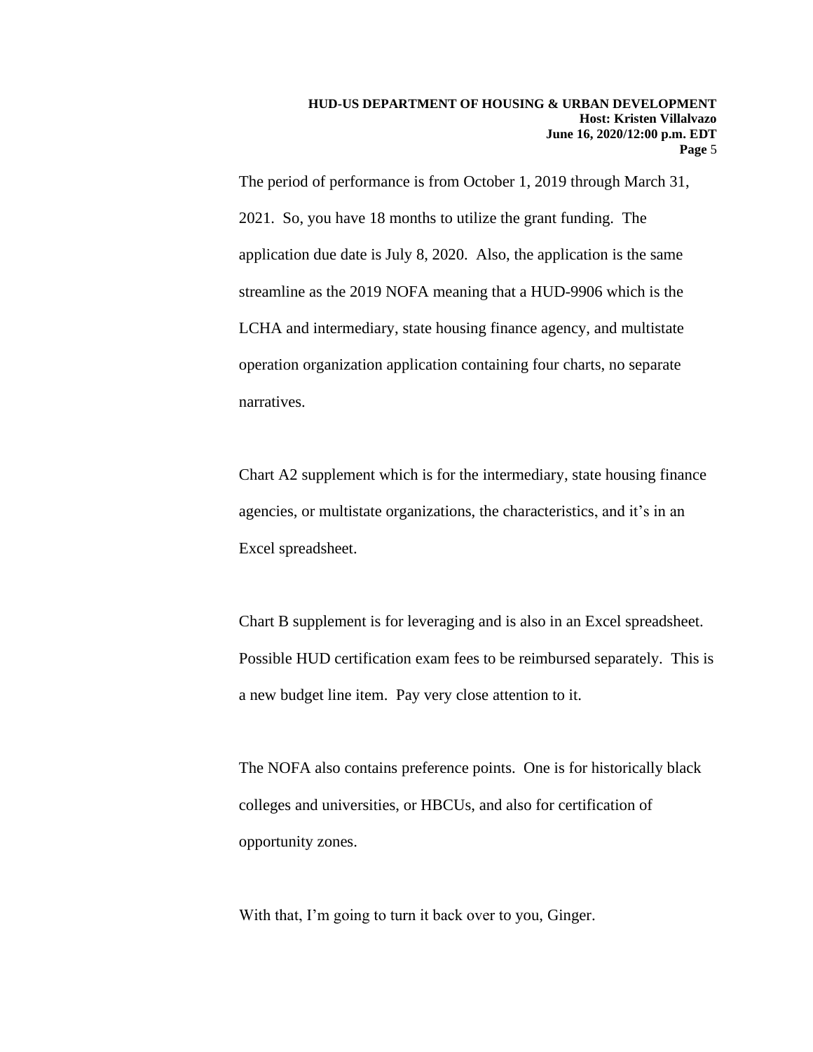The period of performance is from October 1, 2019 through March 31, 2021. So, you have 18 months to utilize the grant funding. The application due date is July 8, 2020. Also, the application is the same streamline as the 2019 NOFA meaning that a HUD-9906 which is the LCHA and intermediary, state housing finance agency, and multistate operation organization application containing four charts, no separate narratives.

Chart A2 supplement which is for the intermediary, state housing finance agencies, or multistate organizations, the characteristics, and it's in an Excel spreadsheet.

Chart B supplement is for leveraging and is also in an Excel spreadsheet. Possible HUD certification exam fees to be reimbursed separately. This is a new budget line item. Pay very close attention to it.

The NOFA also contains preference points. One is for historically black colleges and universities, or HBCUs, and also for certification of opportunity zones.

With that, I'm going to turn it back over to you, Ginger.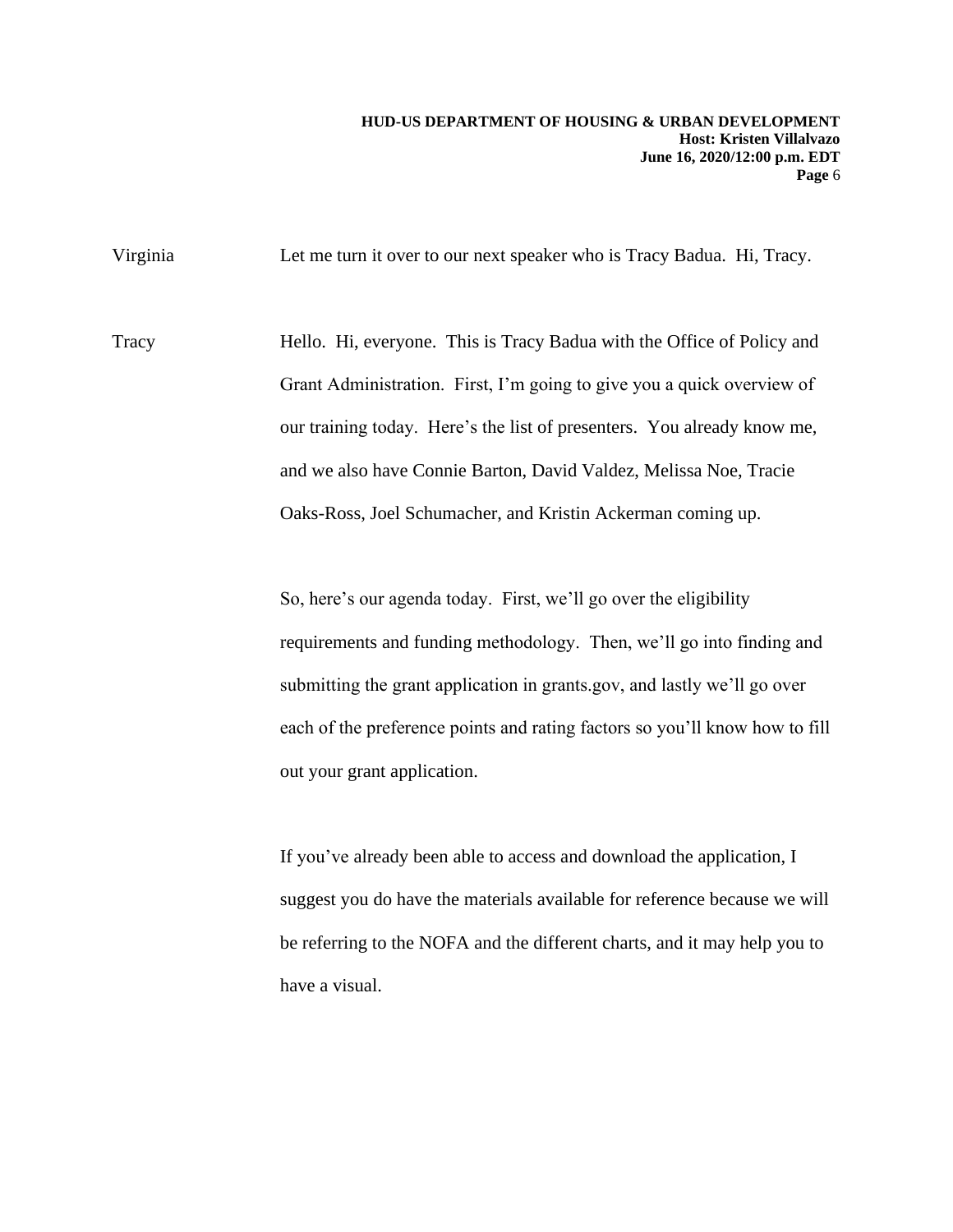Virginia Let me turn it over to our next speaker who is Tracy Badua. Hi, Tracy.

Tracy Hello. Hi, everyone. This is Tracy Badua with the Office of Policy and Grant Administration. First, I'm going to give you a quick overview of our training today. Here's the list of presenters. You already know me, and we also have Connie Barton, David Valdez, Melissa Noe, Tracie Oaks-Ross, Joel Schumacher, and Kristin Ackerman coming up.

So, here's our agenda today. First, we'll go over the eligibility requirements and funding methodology. Then, we'll go into finding and submitting the grant application in grants.gov, and lastly we'll go over each of the preference points and rating factors so you'll know how to fill out your grant application.

If you've already been able to access and download the application, I suggest you do have the materials available for reference because we will be referring to the NOFA and the different charts, and it may help you to have a visual.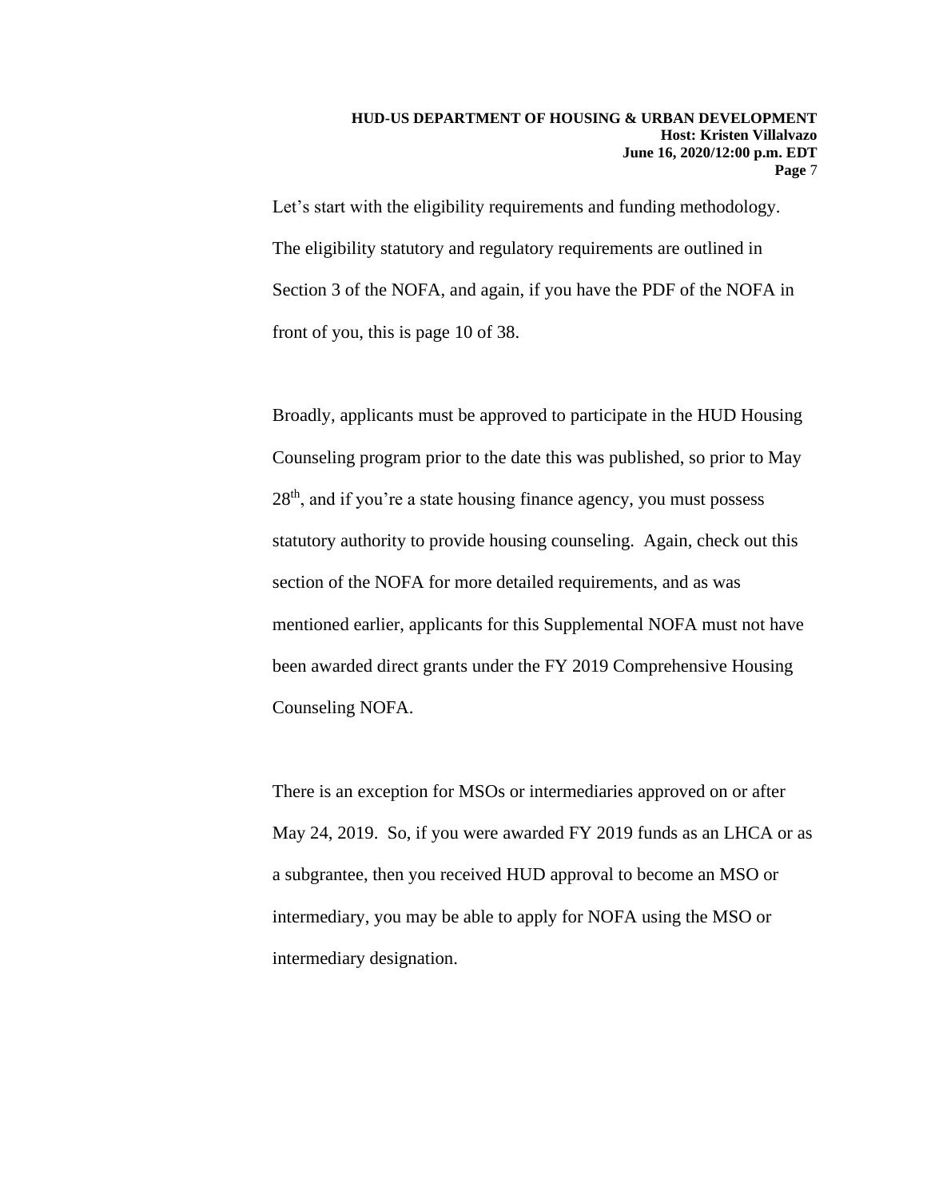Let's start with the eligibility requirements and funding methodology. The eligibility statutory and regulatory requirements are outlined in Section 3 of the NOFA, and again, if you have the PDF of the NOFA in front of you, this is page 10 of 38.

Broadly, applicants must be approved to participate in the HUD Housing Counseling program prior to the date this was published, so prior to May 28th, and if you're a state housing finance agency, you must possess statutory authority to provide housing counseling. Again, check out this section of the NOFA for more detailed requirements, and as was mentioned earlier, applicants for this Supplemental NOFA must not have been awarded direct grants under the FY 2019 Comprehensive Housing Counseling NOFA.

There is an exception for MSOs or intermediaries approved on or after May 24, 2019. So, if you were awarded FY 2019 funds as an LHCA or as a subgrantee, then you received HUD approval to become an MSO or intermediary, you may be able to apply for NOFA using the MSO or intermediary designation.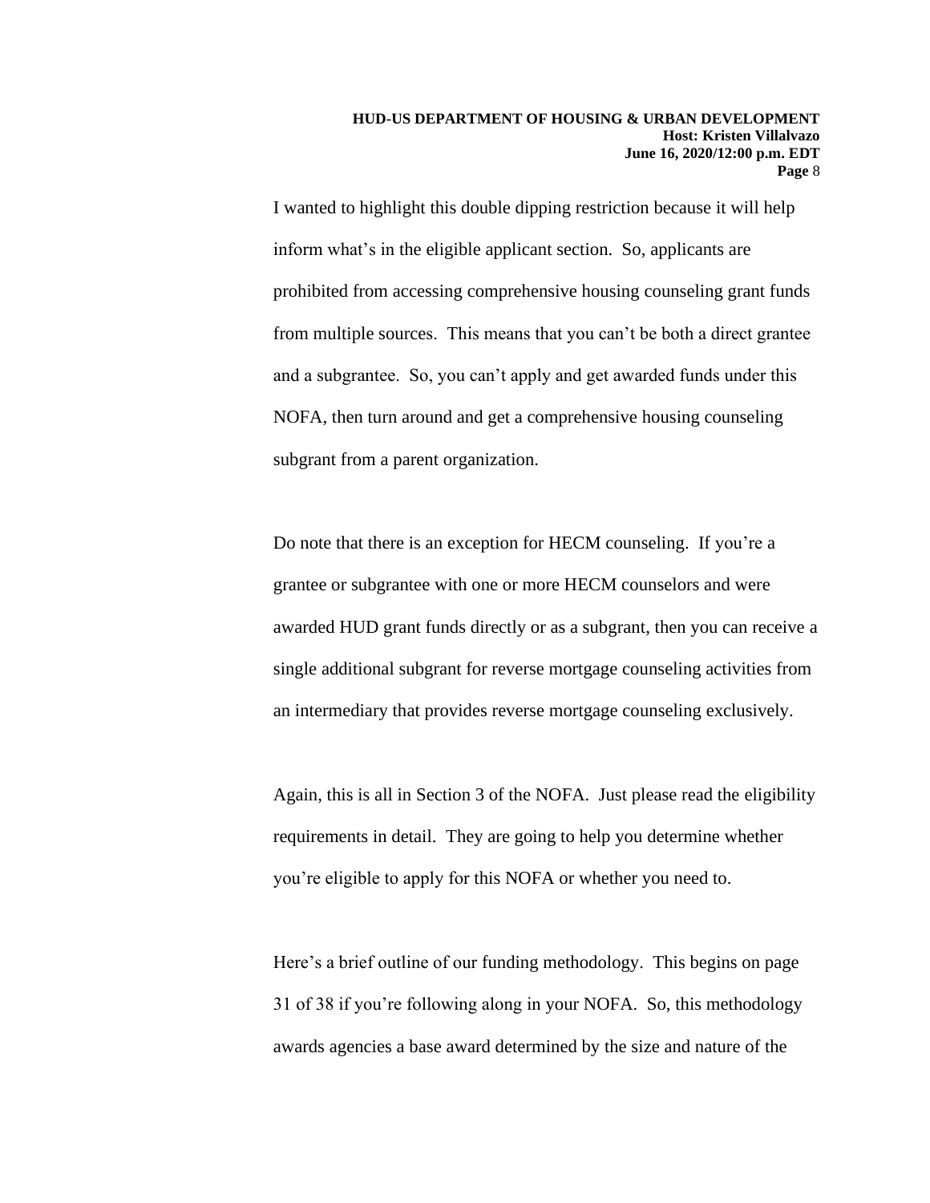I wanted to highlight this double dipping restriction because it will help inform what's in the eligible applicant section. So, applicants are prohibited from accessing comprehensive housing counseling grant funds from multiple sources. This means that you can't be both a direct grantee and a subgrantee. So, you can't apply and get awarded funds under this NOFA, then turn around and get a comprehensive housing counseling subgrant from a parent organization.

Do note that there is an exception for HECM counseling. If you're a grantee or subgrantee with one or more HECM counselors and were awarded HUD grant funds directly or as a subgrant, then you can receive a single additional subgrant for reverse mortgage counseling activities from an intermediary that provides reverse mortgage counseling exclusively.

Again, this is all in Section 3 of the NOFA. Just please read the eligibility requirements in detail. They are going to help you determine whether you're eligible to apply for this NOFA or whether you need to.

Here's a brief outline of our funding methodology. This begins on page 31 of 38 if you're following along in your NOFA. So, this methodology awards agencies a base award determined by the size and nature of the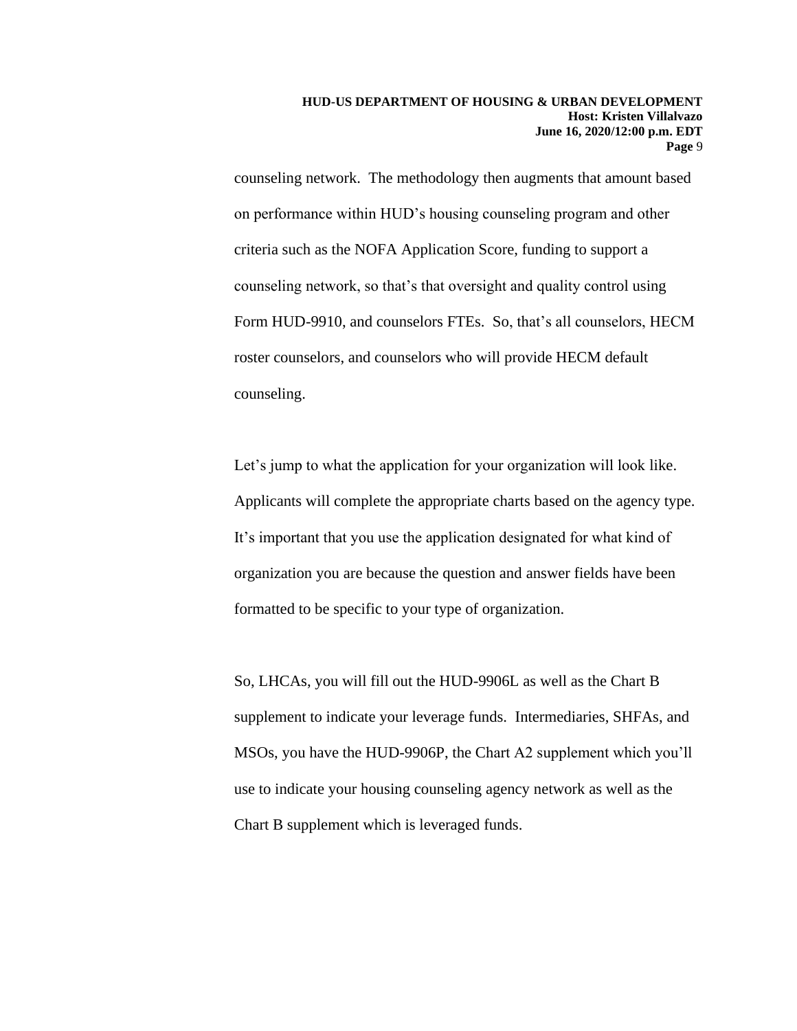counseling network. The methodology then augments that amount based on performance within HUD's housing counseling program and other criteria such as the NOFA Application Score, funding to support a counseling network, so that's that oversight and quality control using Form HUD-9910, and counselors FTEs. So, that's all counselors, HECM roster counselors, and counselors who will provide HECM default counseling.

Let's jump to what the application for your organization will look like. Applicants will complete the appropriate charts based on the agency type. It's important that you use the application designated for what kind of organization you are because the question and answer fields have been formatted to be specific to your type of organization.

So, LHCAs, you will fill out the HUD-9906L as well as the Chart B supplement to indicate your leverage funds. Intermediaries, SHFAs, and MSOs, you have the HUD-9906P, the Chart A2 supplement which you'll use to indicate your housing counseling agency network as well as the Chart B supplement which is leveraged funds.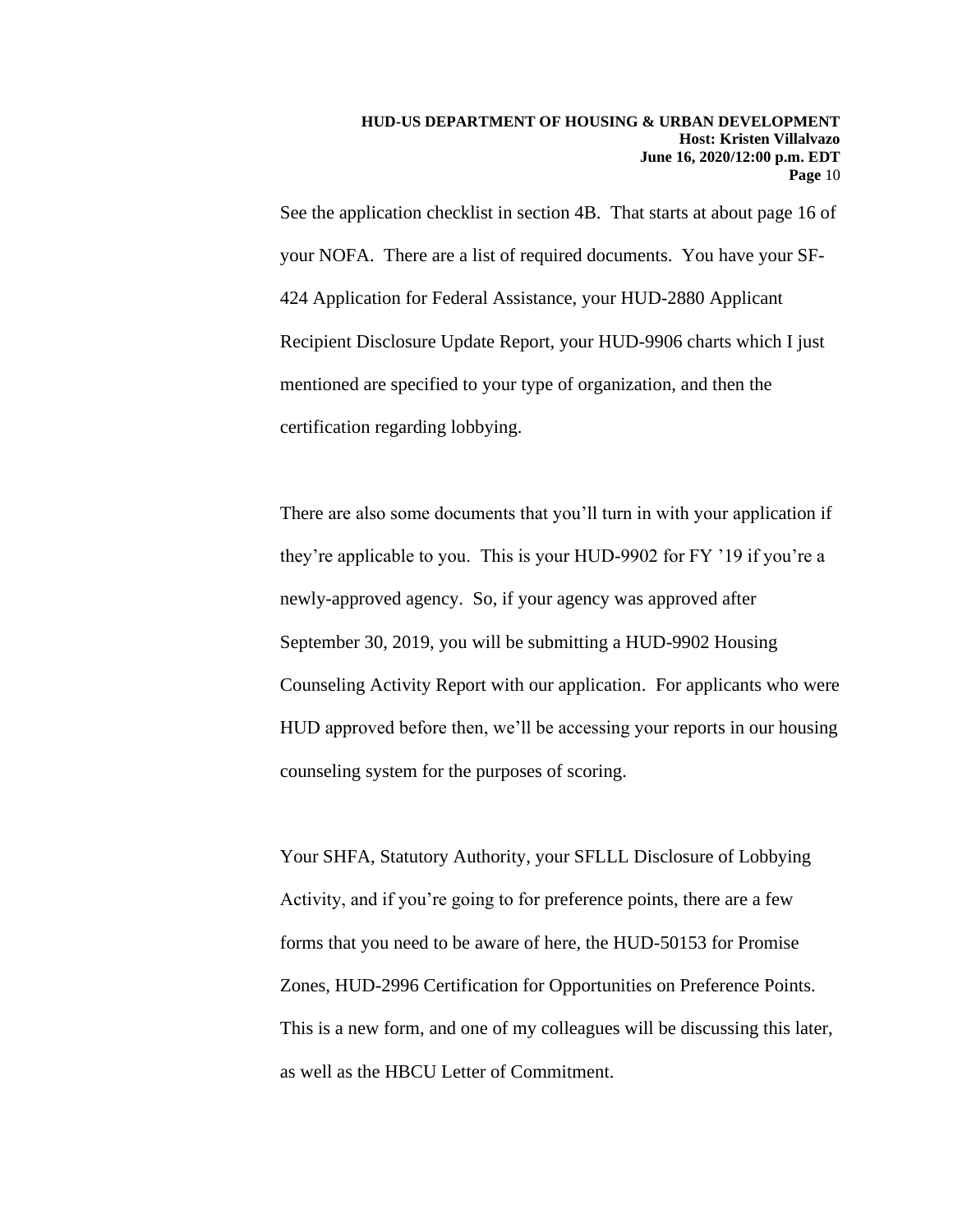See the application checklist in section 4B. That starts at about page 16 of your NOFA. There are a list of required documents. You have your SF-424 Application for Federal Assistance, your HUD-2880 Applicant Recipient Disclosure Update Report, your HUD-9906 charts which I just mentioned are specified to your type of organization, and then the certification regarding lobbying.

There are also some documents that you'll turn in with your application if they're applicable to you. This is your HUD-9902 for FY '19 if you're a newly-approved agency. So, if your agency was approved after September 30, 2019, you will be submitting a HUD-9902 Housing Counseling Activity Report with our application. For applicants who were HUD approved before then, we'll be accessing your reports in our housing counseling system for the purposes of scoring.

Your SHFA, Statutory Authority, your SFLLL Disclosure of Lobbying Activity, and if you're going to for preference points, there are a few forms that you need to be aware of here, the HUD-50153 for Promise Zones, HUD-2996 Certification for Opportunities on Preference Points. This is a new form, and one of my colleagues will be discussing this later, as well as the HBCU Letter of Commitment.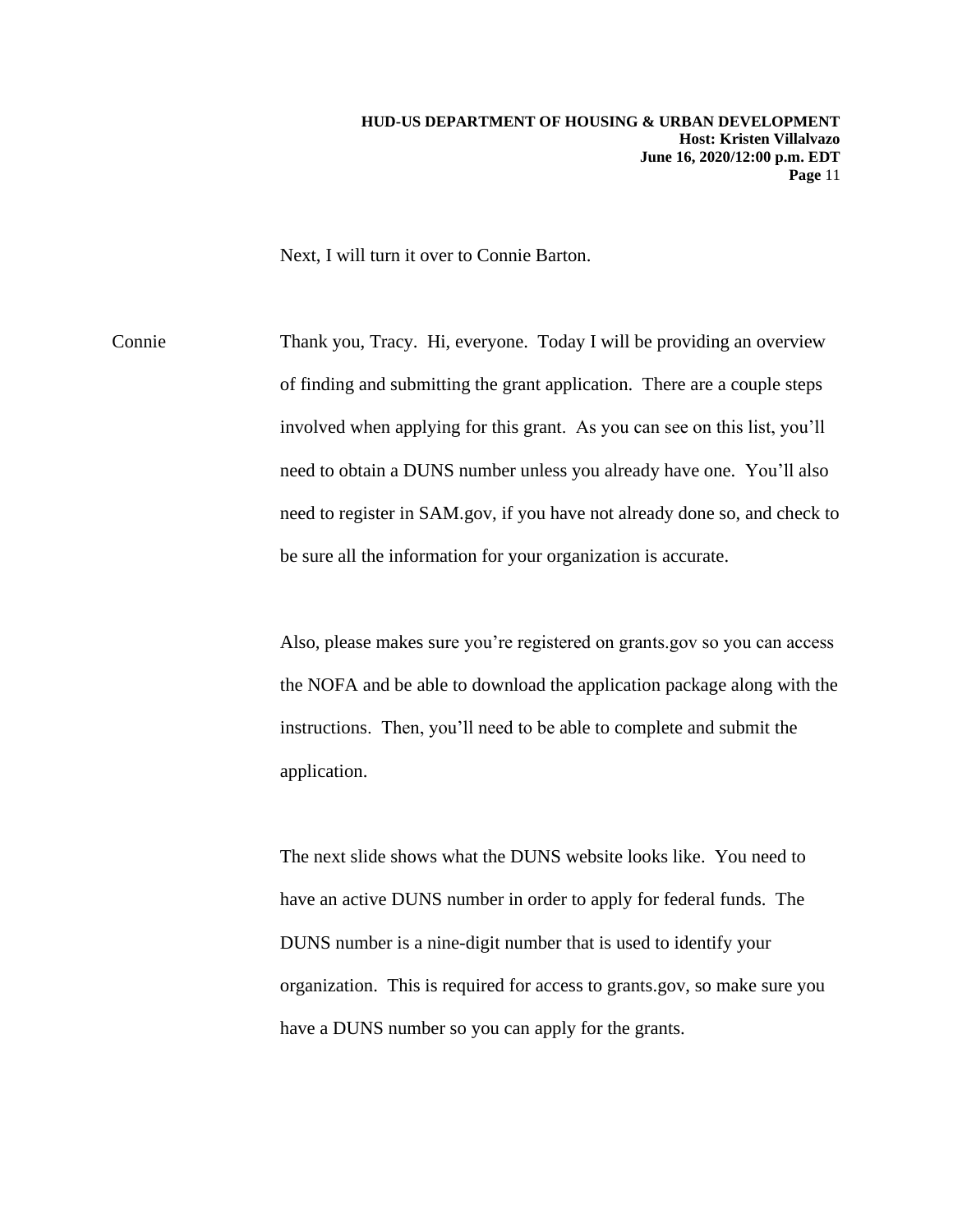Next, I will turn it over to Connie Barton.

Connie Thank you, Tracy. Hi, everyone. Today I will be providing an overview of finding and submitting the grant application. There are a couple steps involved when applying for this grant. As you can see on this list, you'll need to obtain a DUNS number unless you already have one. You'll also need to register in SAM.gov, if you have not already done so, and check to be sure all the information for your organization is accurate.

Also, please makes sure you're registered on grants.gov so you can access the NOFA and be able to download the application package along with the instructions. Then, you'll need to be able to complete and submit the application.

The next slide shows what the DUNS website looks like. You need to have an active DUNS number in order to apply for federal funds. The DUNS number is a nine-digit number that is used to identify your organization. This is required for access to grants.gov, so make sure you have a DUNS number so you can apply for the grants.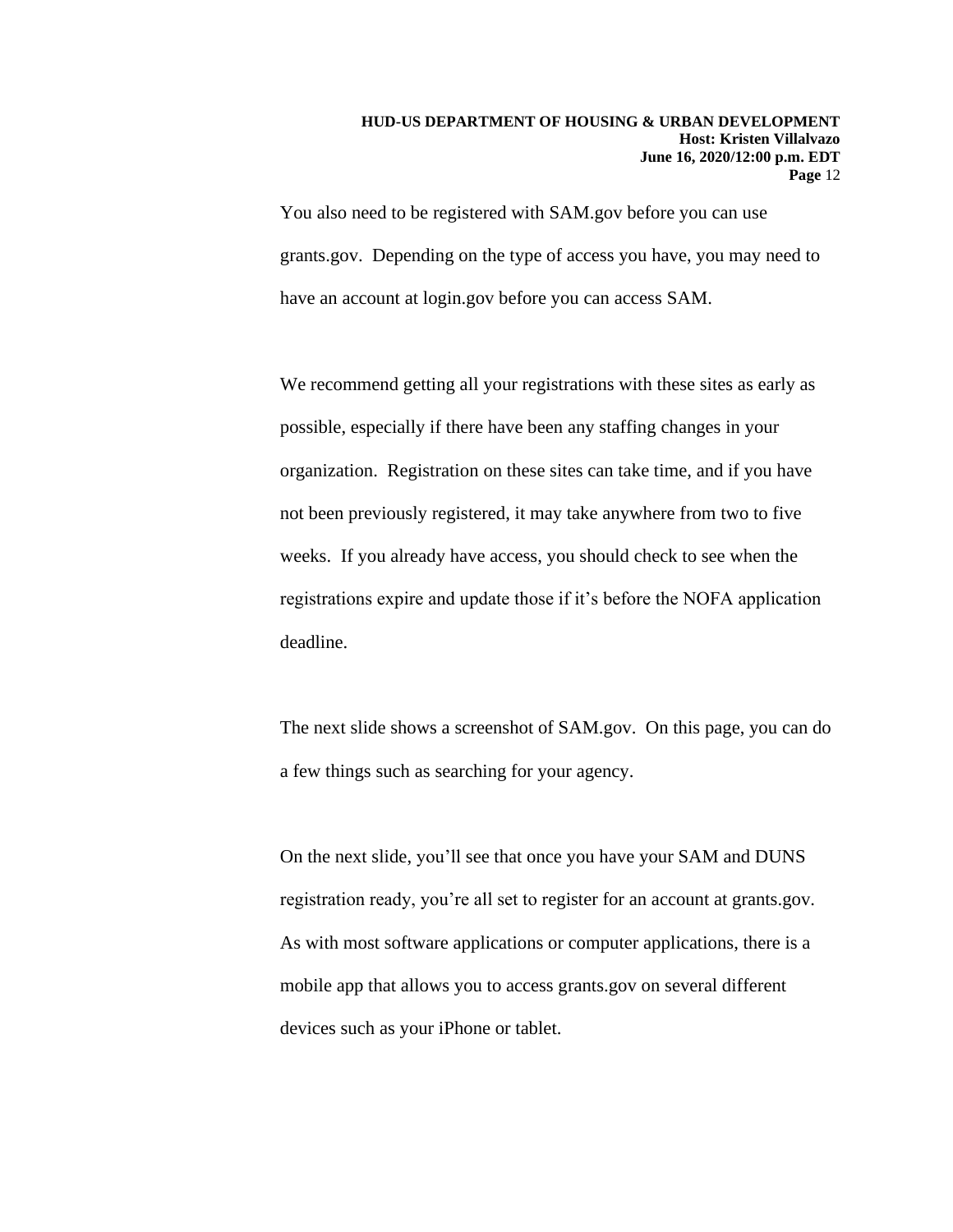You also need to be registered with SAM.gov before you can use grants.gov. Depending on the type of access you have, you may need to have an account at login.gov before you can access SAM.

We recommend getting all your registrations with these sites as early as possible, especially if there have been any staffing changes in your organization. Registration on these sites can take time, and if you have not been previously registered, it may take anywhere from two to five weeks. If you already have access, you should check to see when the registrations expire and update those if it's before the NOFA application deadline.

The next slide shows a screenshot of SAM.gov. On this page, you can do a few things such as searching for your agency.

On the next slide, you'll see that once you have your SAM and DUNS registration ready, you're all set to register for an account at grants.gov. As with most software applications or computer applications, there is a mobile app that allows you to access grants.gov on several different devices such as your iPhone or tablet.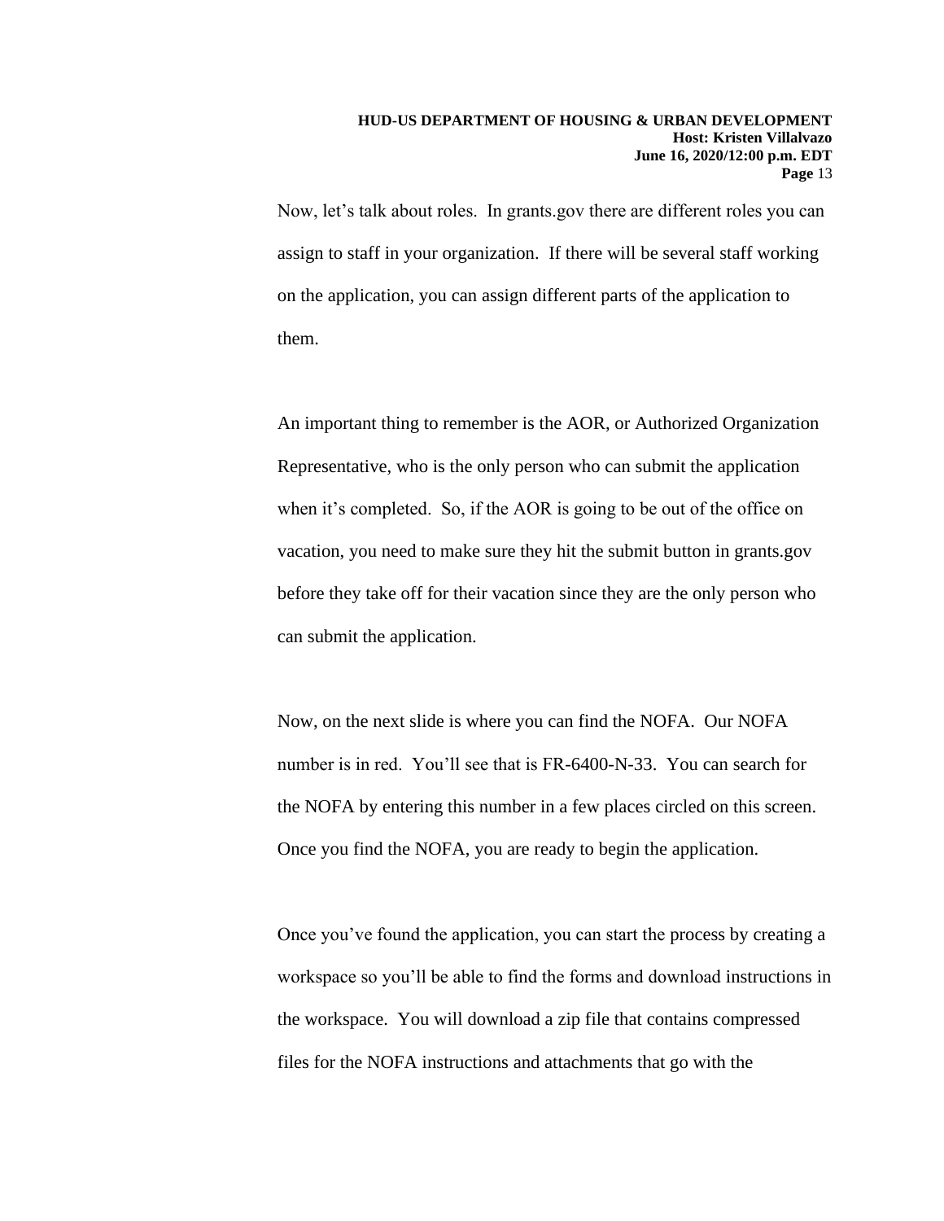Now, let's talk about roles. In grants.gov there are different roles you can assign to staff in your organization. If there will be several staff working on the application, you can assign different parts of the application to them.

An important thing to remember is the AOR, or Authorized Organization Representative, who is the only person who can submit the application when it's completed. So, if the AOR is going to be out of the office on vacation, you need to make sure they hit the submit button in grants.gov before they take off for their vacation since they are the only person who can submit the application.

Now, on the next slide is where you can find the NOFA. Our NOFA number is in red. You'll see that is FR-6400-N-33. You can search for the NOFA by entering this number in a few places circled on this screen. Once you find the NOFA, you are ready to begin the application.

Once you've found the application, you can start the process by creating a workspace so you'll be able to find the forms and download instructions in the workspace. You will download a zip file that contains compressed files for the NOFA instructions and attachments that go with the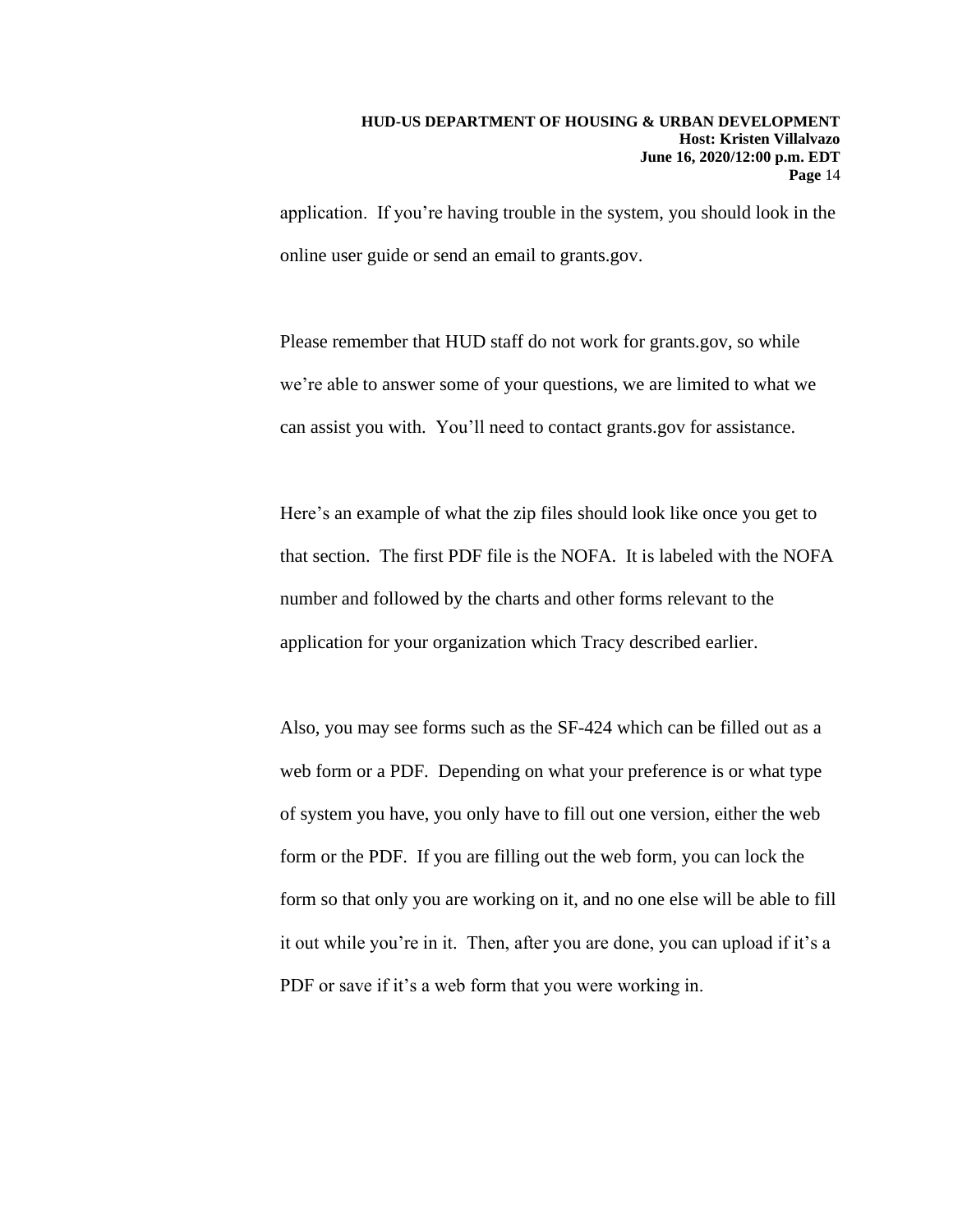application. If you're having trouble in the system, you should look in the online user guide or send an email to grants.gov.

Please remember that HUD staff do not work for grants.gov, so while we're able to answer some of your questions, we are limited to what we can assist you with. You'll need to contact grants.gov for assistance.

Here's an example of what the zip files should look like once you get to that section. The first PDF file is the NOFA. It is labeled with the NOFA number and followed by the charts and other forms relevant to the application for your organization which Tracy described earlier.

Also, you may see forms such as the SF-424 which can be filled out as a web form or a PDF. Depending on what your preference is or what type of system you have, you only have to fill out one version, either the web form or the PDF. If you are filling out the web form, you can lock the form so that only you are working on it, and no one else will be able to fill it out while you're in it. Then, after you are done, you can upload if it's a PDF or save if it's a web form that you were working in.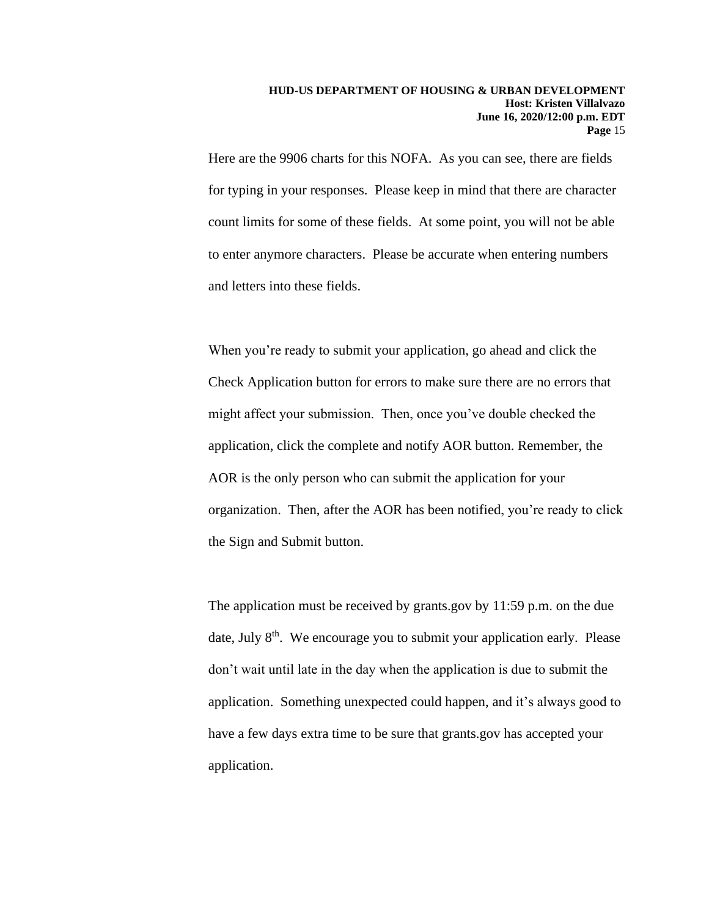Here are the 9906 charts for this NOFA. As you can see, there are fields for typing in your responses. Please keep in mind that there are character count limits for some of these fields. At some point, you will not be able to enter anymore characters. Please be accurate when entering numbers and letters into these fields.

When you're ready to submit your application, go ahead and click the Check Application button for errors to make sure there are no errors that might affect your submission. Then, once you've double checked the application, click the complete and notify AOR button. Remember, the AOR is the only person who can submit the application for your organization. Then, after the AOR has been notified, you're ready to click the Sign and Submit button.

The application must be received by grants.gov by 11:59 p.m. on the due date, July 8th. We encourage you to submit your application early. Please don't wait until late in the day when the application is due to submit the application. Something unexpected could happen, and it's always good to have a few days extra time to be sure that grants.gov has accepted your application.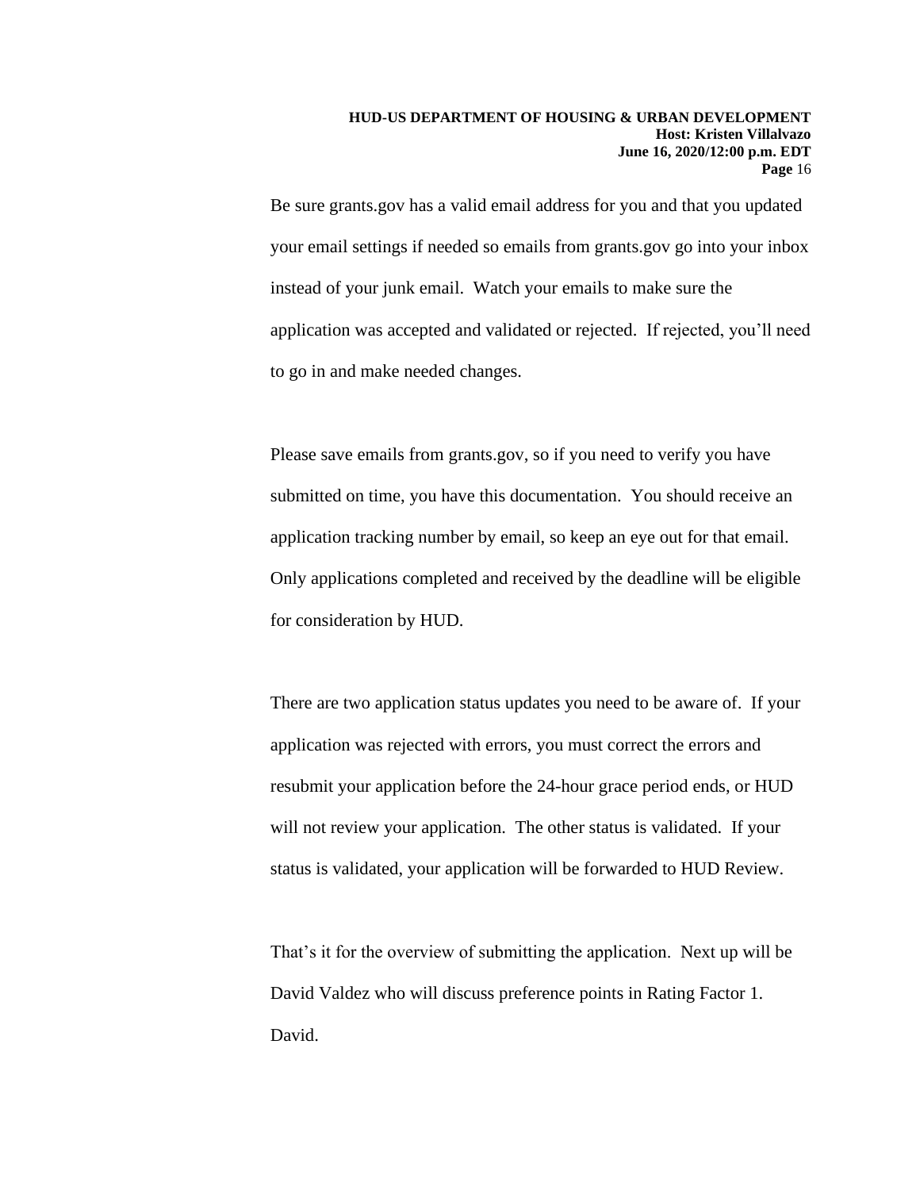Be sure grants.gov has a valid email address for you and that you updated your email settings if needed so emails from grants.gov go into your inbox instead of your junk email. Watch your emails to make sure the application was accepted and validated or rejected. If rejected, you'll need to go in and make needed changes.

Please save emails from grants.gov, so if you need to verify you have submitted on time, you have this documentation. You should receive an application tracking number by email, so keep an eye out for that email. Only applications completed and received by the deadline will be eligible for consideration by HUD.

There are two application status updates you need to be aware of. If your application was rejected with errors, you must correct the errors and resubmit your application before the 24-hour grace period ends, or HUD will not review your application. The other status is validated. If your status is validated, your application will be forwarded to HUD Review.

That's it for the overview of submitting the application. Next up will be David Valdez who will discuss preference points in Rating Factor 1. David.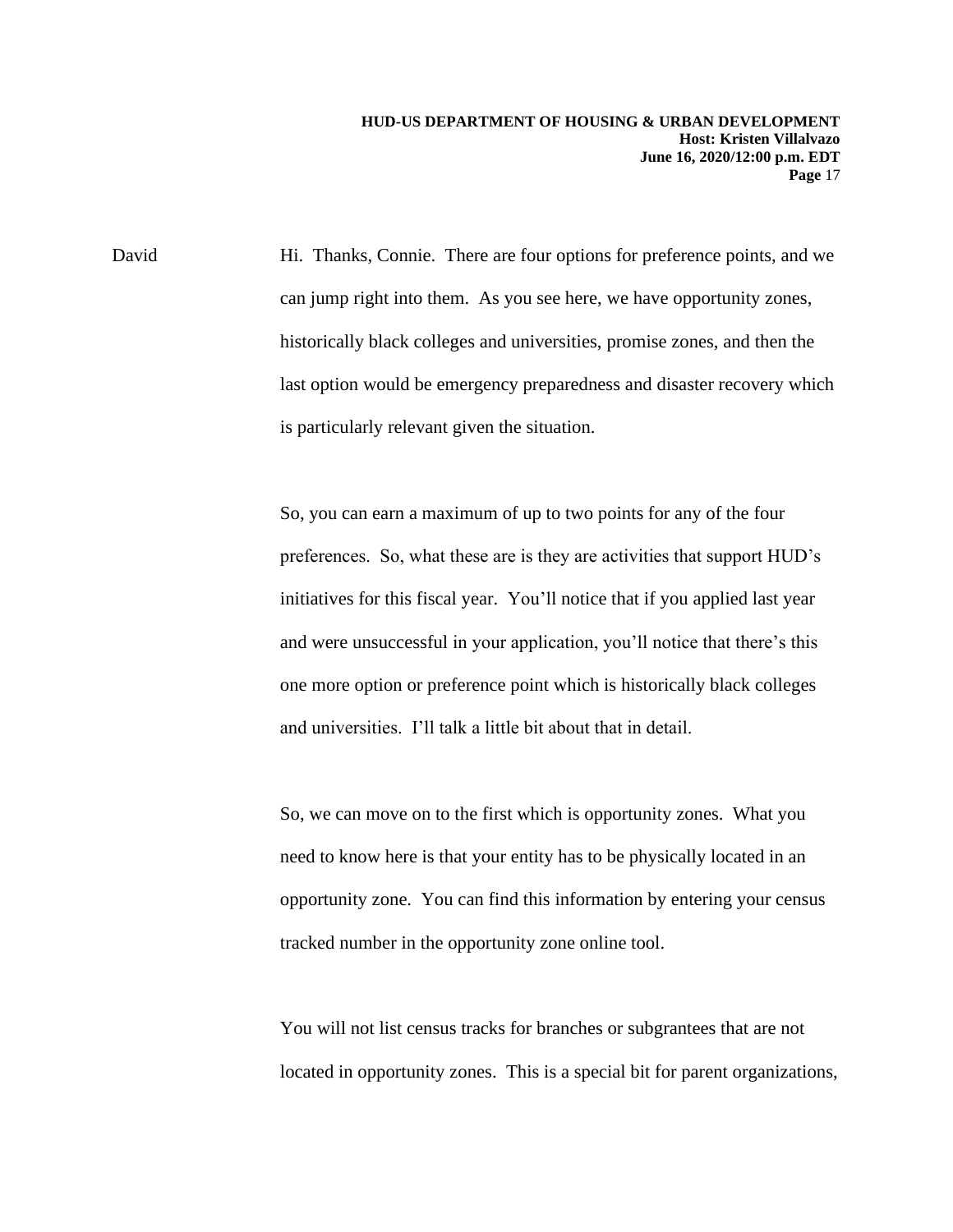David Hi. Thanks, Connie. There are four options for preference points, and we can jump right into them. As you see here, we have opportunity zones, historically black colleges and universities, promise zones, and then the last option would be emergency preparedness and disaster recovery which is particularly relevant given the situation.

So, you can earn a maximum of up to two points for any of the four preferences. So, what these are is they are activities that support HUD's initiatives for this fiscal year. You'll notice that if you applied last year and were unsuccessful in your application, you'll notice that there's this one more option or preference point which is historically black colleges and universities. I'll talk a little bit about that in detail.

So, we can move on to the first which is opportunity zones. What you need to know here is that your entity has to be physically located in an opportunity zone. You can find this information by entering your census tracked number in the opportunity zone online tool.

You will not list census tracks for branches or subgrantees that are not located in opportunity zones. This is a special bit for parent organizations,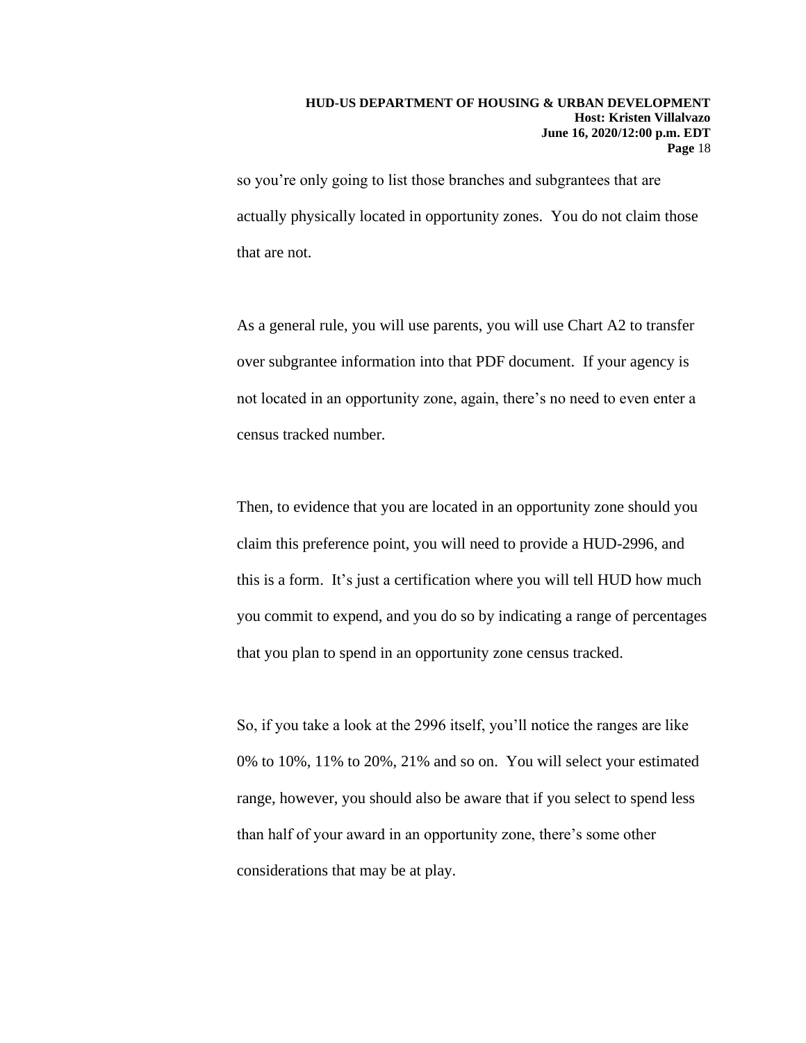so you're only going to list those branches and subgrantees that are actually physically located in opportunity zones. You do not claim those that are not.

As a general rule, you will use parents, you will use Chart A2 to transfer over subgrantee information into that PDF document. If your agency is not located in an opportunity zone, again, there's no need to even enter a census tracked number.

Then, to evidence that you are located in an opportunity zone should you claim this preference point, you will need to provide a HUD-2996, and this is a form. It's just a certification where you will tell HUD how much you commit to expend, and you do so by indicating a range of percentages that you plan to spend in an opportunity zone census tracked.

So, if you take a look at the 2996 itself, you'll notice the ranges are like 0% to 10%, 11% to 20%, 21% and so on. You will select your estimated range, however, you should also be aware that if you select to spend less than half of your award in an opportunity zone, there's some other considerations that may be at play.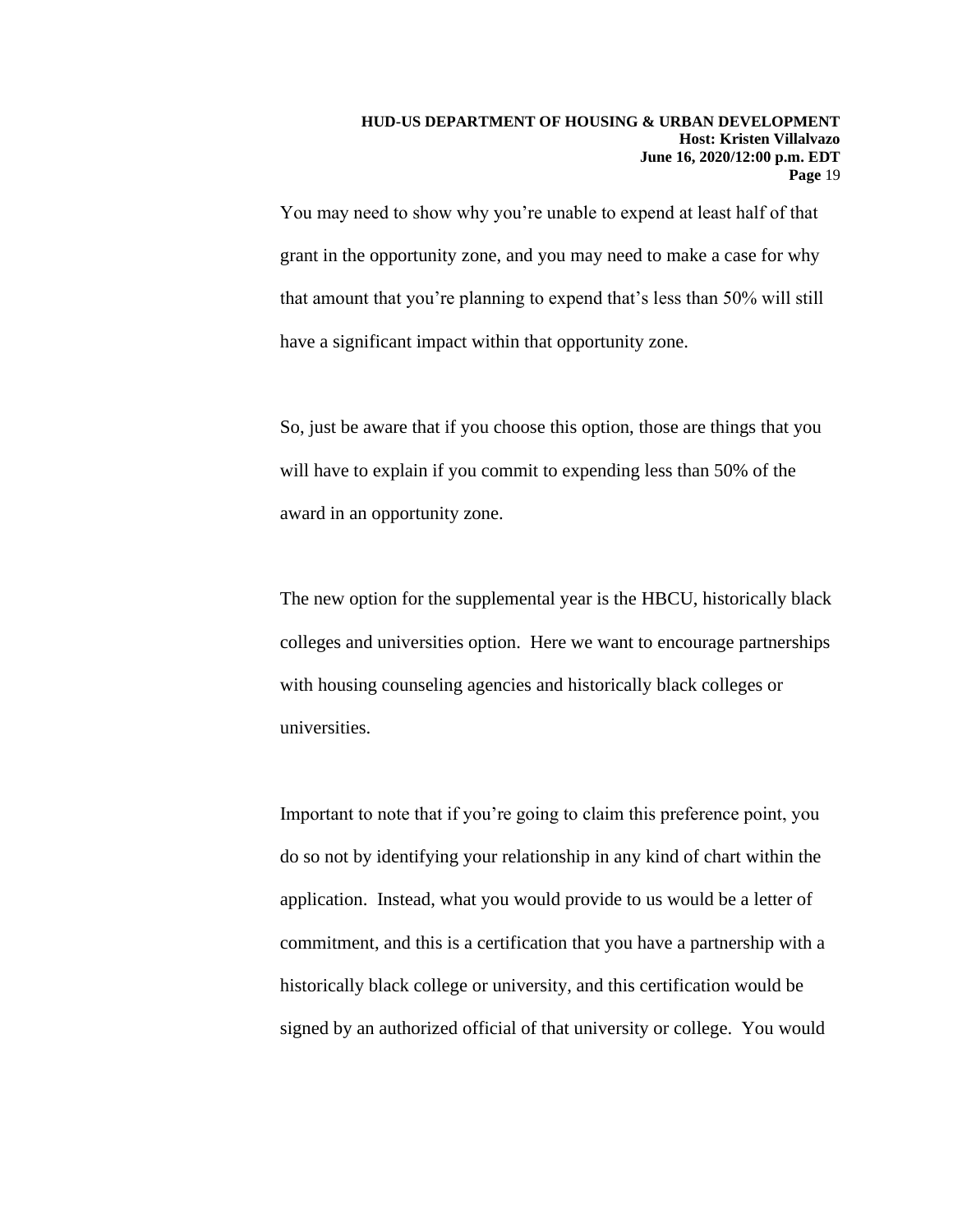You may need to show why you're unable to expend at least half of that grant in the opportunity zone, and you may need to make a case for why that amount that you're planning to expend that's less than 50% will still have a significant impact within that opportunity zone.

So, just be aware that if you choose this option, those are things that you will have to explain if you commit to expending less than 50% of the award in an opportunity zone.

The new option for the supplemental year is the HBCU, historically black colleges and universities option. Here we want to encourage partnerships with housing counseling agencies and historically black colleges or universities.

Important to note that if you're going to claim this preference point, you do so not by identifying your relationship in any kind of chart within the application. Instead, what you would provide to us would be a letter of commitment, and this is a certification that you have a partnership with a historically black college or university, and this certification would be signed by an authorized official of that university or college. You would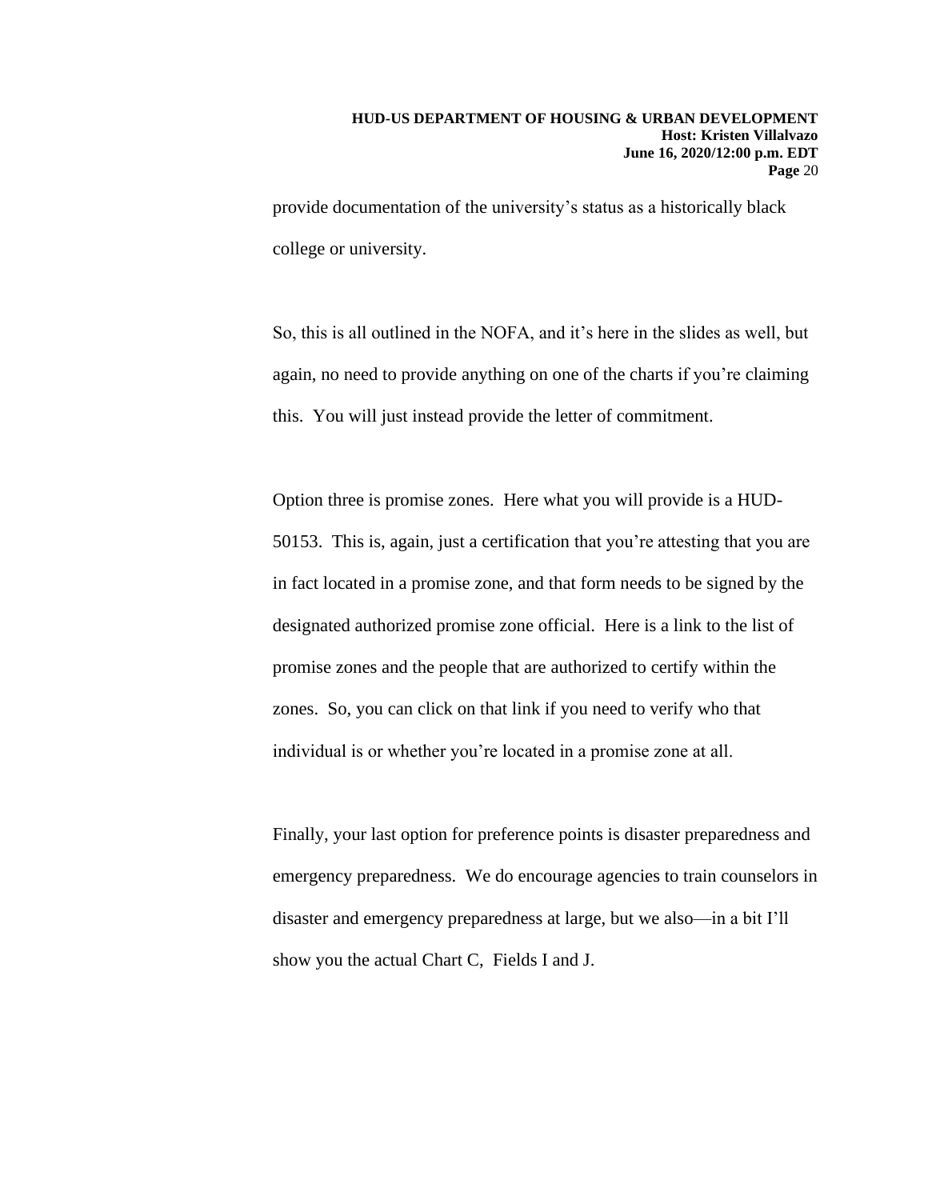provide documentation of the university's status as a historically black college or university.

So, this is all outlined in the NOFA, and it's here in the slides as well, but again, no need to provide anything on one of the charts if you're claiming this. You will just instead provide the letter of commitment.

Option three is promise zones. Here what you will provide is a HUD-50153. This is, again, just a certification that you're attesting that you are in fact located in a promise zone, and that form needs to be signed by the designated authorized promise zone official. Here is a link to the list of promise zones and the people that are authorized to certify within the zones. So, you can click on that link if you need to verify who that individual is or whether you're located in a promise zone at all.

Finally, your last option for preference points is disaster preparedness and emergency preparedness. We do encourage agencies to train counselors in disaster and emergency preparedness at large, but we also—in a bit I'll show you the actual Chart C, Fields I and J.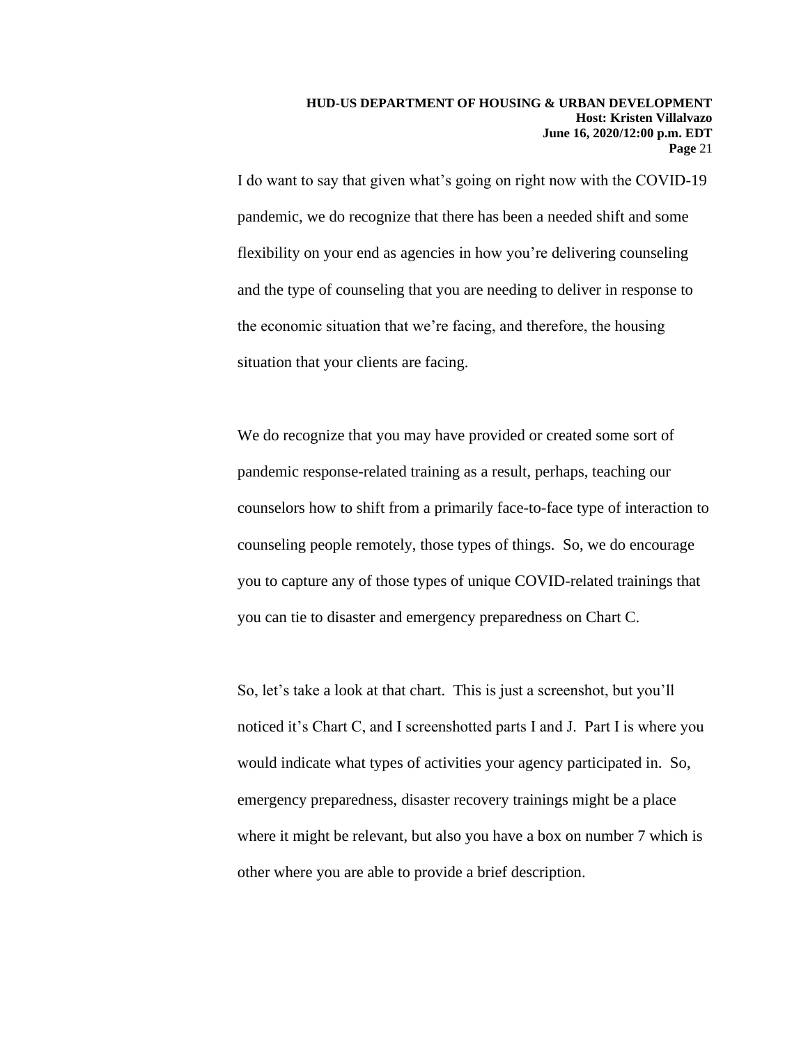I do want to say that given what's going on right now with the COVID-19 pandemic, we do recognize that there has been a needed shift and some flexibility on your end as agencies in how you're delivering counseling and the type of counseling that you are needing to deliver in response to the economic situation that we're facing, and therefore, the housing situation that your clients are facing.

We do recognize that you may have provided or created some sort of pandemic response-related training as a result, perhaps, teaching our counselors how to shift from a primarily face-to-face type of interaction to counseling people remotely, those types of things. So, we do encourage you to capture any of those types of unique COVID-related trainings that you can tie to disaster and emergency preparedness on Chart C.

So, let's take a look at that chart. This is just a screenshot, but you'll noticed it's Chart C, and I screenshotted parts I and J. Part I is where you would indicate what types of activities your agency participated in. So, emergency preparedness, disaster recovery trainings might be a place where it might be relevant, but also you have a box on number 7 which is other where you are able to provide a brief description.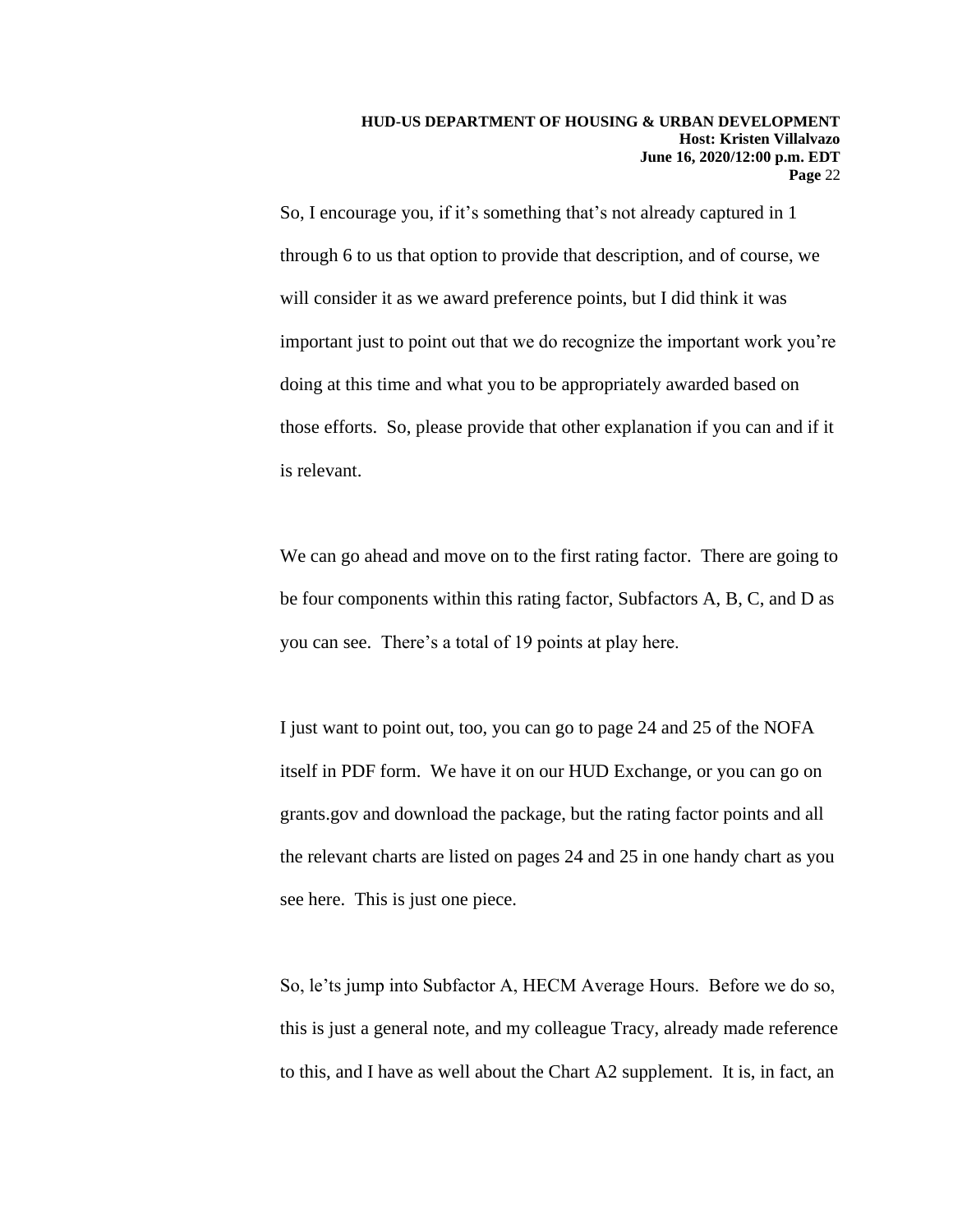So, I encourage you, if it's something that's not already captured in 1 through 6 to us that option to provide that description, and of course, we will consider it as we award preference points, but I did think it was important just to point out that we do recognize the important work you're doing at this time and what you to be appropriately awarded based on those efforts. So, please provide that other explanation if you can and if it is relevant.

We can go ahead and move on to the first rating factor. There are going to be four components within this rating factor, Subfactors A, B, C, and D as you can see. There's a total of 19 points at play here.

I just want to point out, too, you can go to page 24 and 25 of the NOFA itself in PDF form. We have it on our HUD Exchange, or you can go on grants.gov and download the package, but the rating factor points and all the relevant charts are listed on pages 24 and 25 in one handy chart as you see here. This is just one piece.

So, le'ts jump into Subfactor A, HECM Average Hours. Before we do so, this is just a general note, and my colleague Tracy, already made reference to this, and I have as well about the Chart A2 supplement. It is, in fact, an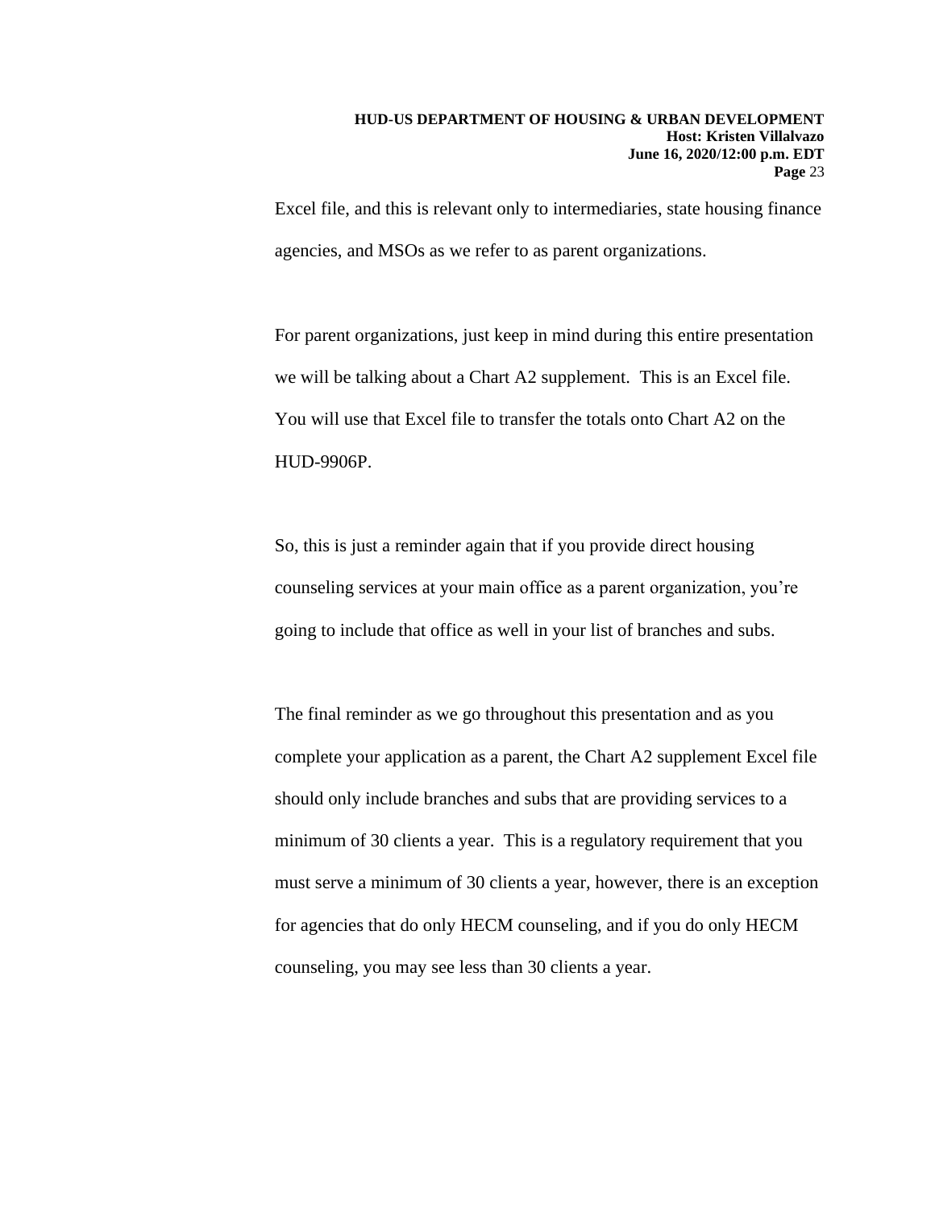Excel file, and this is relevant only to intermediaries, state housing finance agencies, and MSOs as we refer to as parent organizations.

For parent organizations, just keep in mind during this entire presentation we will be talking about a Chart A2 supplement. This is an Excel file. You will use that Excel file to transfer the totals onto Chart A2 on the HUD-9906P.

So, this is just a reminder again that if you provide direct housing counseling services at your main office as a parent organization, you're going to include that office as well in your list of branches and subs.

The final reminder as we go throughout this presentation and as you complete your application as a parent, the Chart A2 supplement Excel file should only include branches and subs that are providing services to a minimum of 30 clients a year. This is a regulatory requirement that you must serve a minimum of 30 clients a year, however, there is an exception for agencies that do only HECM counseling, and if you do only HECM counseling, you may see less than 30 clients a year.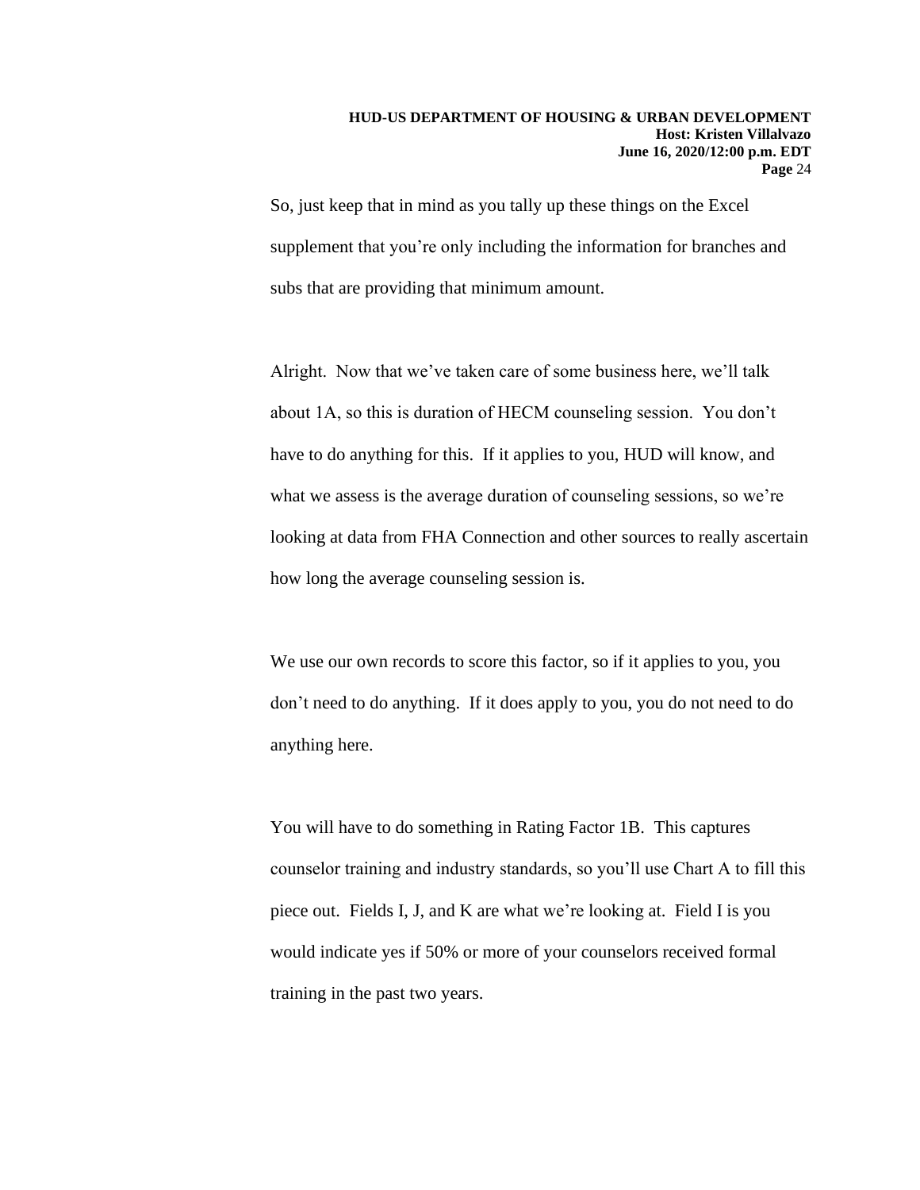So, just keep that in mind as you tally up these things on the Excel supplement that you're only including the information for branches and subs that are providing that minimum amount.

Alright. Now that we've taken care of some business here, we'll talk about 1A, so this is duration of HECM counseling session. You don't have to do anything for this. If it applies to you, HUD will know, and what we assess is the average duration of counseling sessions, so we're looking at data from FHA Connection and other sources to really ascertain how long the average counseling session is.

We use our own records to score this factor, so if it applies to you, you don't need to do anything. If it does apply to you, you do not need to do anything here.

You will have to do something in Rating Factor 1B. This captures counselor training and industry standards, so you'll use Chart A to fill this piece out. Fields I, J, and K are what we're looking at. Field I is you would indicate yes if 50% or more of your counselors received formal training in the past two years.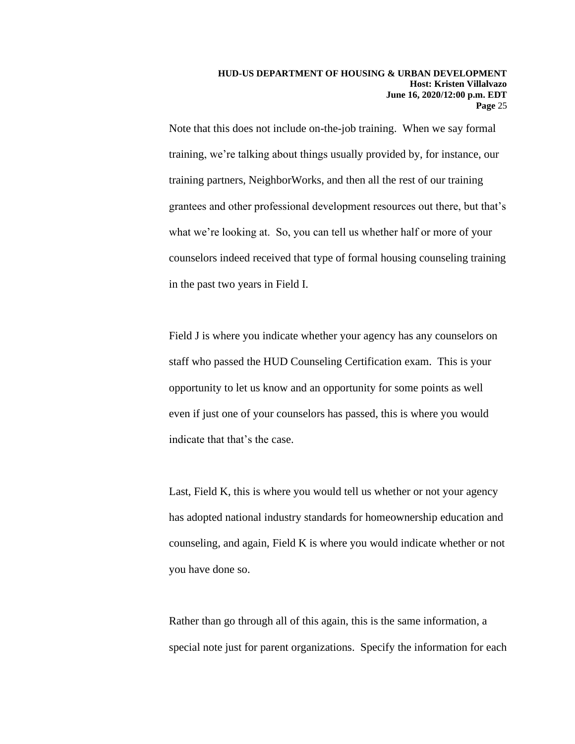Note that this does not include on-the-job training. When we say formal training, we're talking about things usually provided by, for instance, our training partners, NeighborWorks, and then all the rest of our training grantees and other professional development resources out there, but that's what we're looking at. So, you can tell us whether half or more of your counselors indeed received that type of formal housing counseling training in the past two years in Field I.

Field J is where you indicate whether your agency has any counselors on staff who passed the HUD Counseling Certification exam. This is your opportunity to let us know and an opportunity for some points as well even if just one of your counselors has passed, this is where you would indicate that that's the case.

Last, Field K, this is where you would tell us whether or not your agency has adopted national industry standards for homeownership education and counseling, and again, Field K is where you would indicate whether or not you have done so.

Rather than go through all of this again, this is the same information, a special note just for parent organizations. Specify the information for each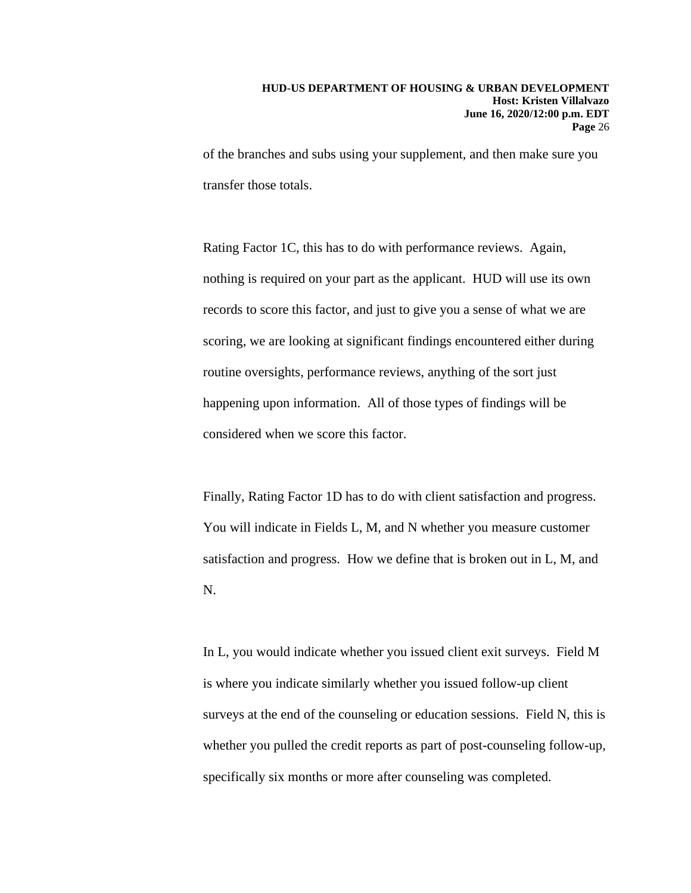of the branches and subs using your supplement, and then make sure you transfer those totals.

Rating Factor 1C, this has to do with performance reviews. Again, nothing is required on your part as the applicant. HUD will use its own records to score this factor, and just to give you a sense of what we are scoring, we are looking at significant findings encountered either during routine oversights, performance reviews, anything of the sort just happening upon information. All of those types of findings will be considered when we score this factor.

Finally, Rating Factor 1D has to do with client satisfaction and progress. You will indicate in Fields L, M, and N whether you measure customer satisfaction and progress. How we define that is broken out in L, M, and N.

In L, you would indicate whether you issued client exit surveys. Field M is where you indicate similarly whether you issued follow-up client surveys at the end of the counseling or education sessions. Field N, this is whether you pulled the credit reports as part of post-counseling follow-up, specifically six months or more after counseling was completed.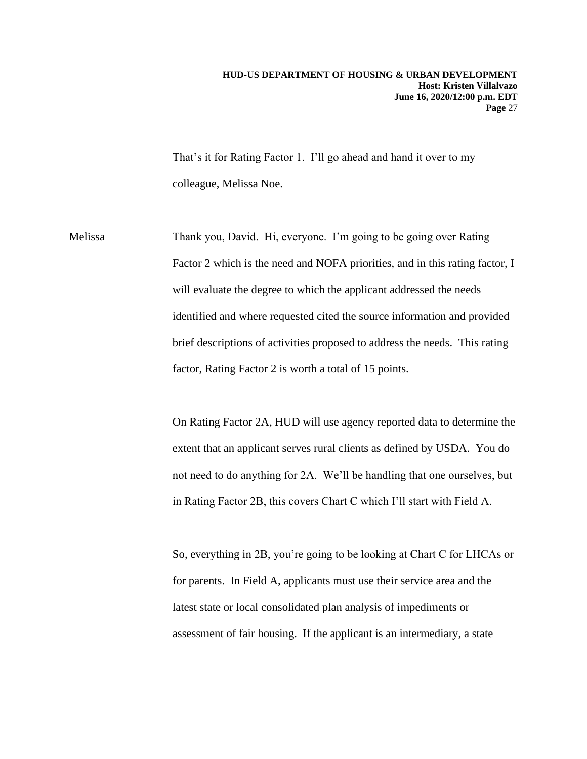That's it for Rating Factor 1. I'll go ahead and hand it over to my colleague, Melissa Noe.

Melissa Thank you, David. Hi, everyone. I'm going to be going over Rating Factor 2 which is the need and NOFA priorities, and in this rating factor, I will evaluate the degree to which the applicant addressed the needs identified and where requested cited the source information and provided brief descriptions of activities proposed to address the needs. This rating factor, Rating Factor 2 is worth a total of 15 points.

On Rating Factor 2A, HUD will use agency reported data to determine the extent that an applicant serves rural clients as defined by USDA. You do not need to do anything for 2A. We'll be handling that one ourselves, but in Rating Factor 2B, this covers Chart C which I'll start with Field A.

So, everything in 2B, you're going to be looking at Chart C for LHCAs or for parents. In Field A, applicants must use their service area and the latest state or local consolidated plan analysis of impediments or assessment of fair housing. If the applicant is an intermediary, a state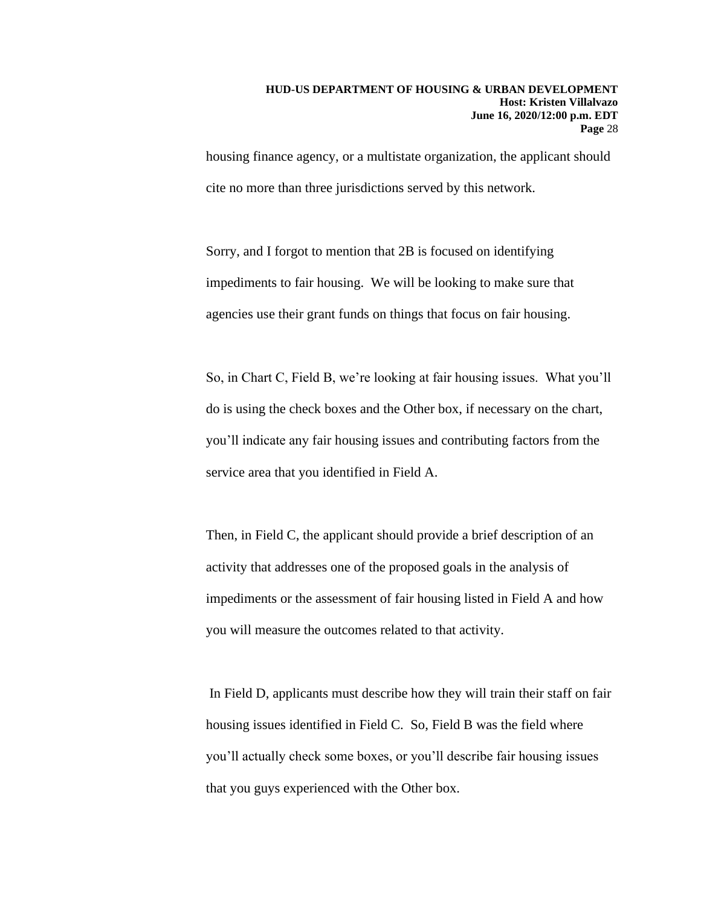housing finance agency, or a multistate organization, the applicant should cite no more than three jurisdictions served by this network.

Sorry, and I forgot to mention that 2B is focused on identifying impediments to fair housing. We will be looking to make sure that agencies use their grant funds on things that focus on fair housing.

So, in Chart C, Field B, we're looking at fair housing issues. What you'll do is using the check boxes and the Other box, if necessary on the chart, you'll indicate any fair housing issues and contributing factors from the service area that you identified in Field A.

Then, in Field C, the applicant should provide a brief description of an activity that addresses one of the proposed goals in the analysis of impediments or the assessment of fair housing listed in Field A and how you will measure the outcomes related to that activity.

In Field D, applicants must describe how they will train their staff on fair housing issues identified in Field C. So, Field B was the field where you'll actually check some boxes, or you'll describe fair housing issues that you guys experienced with the Other box.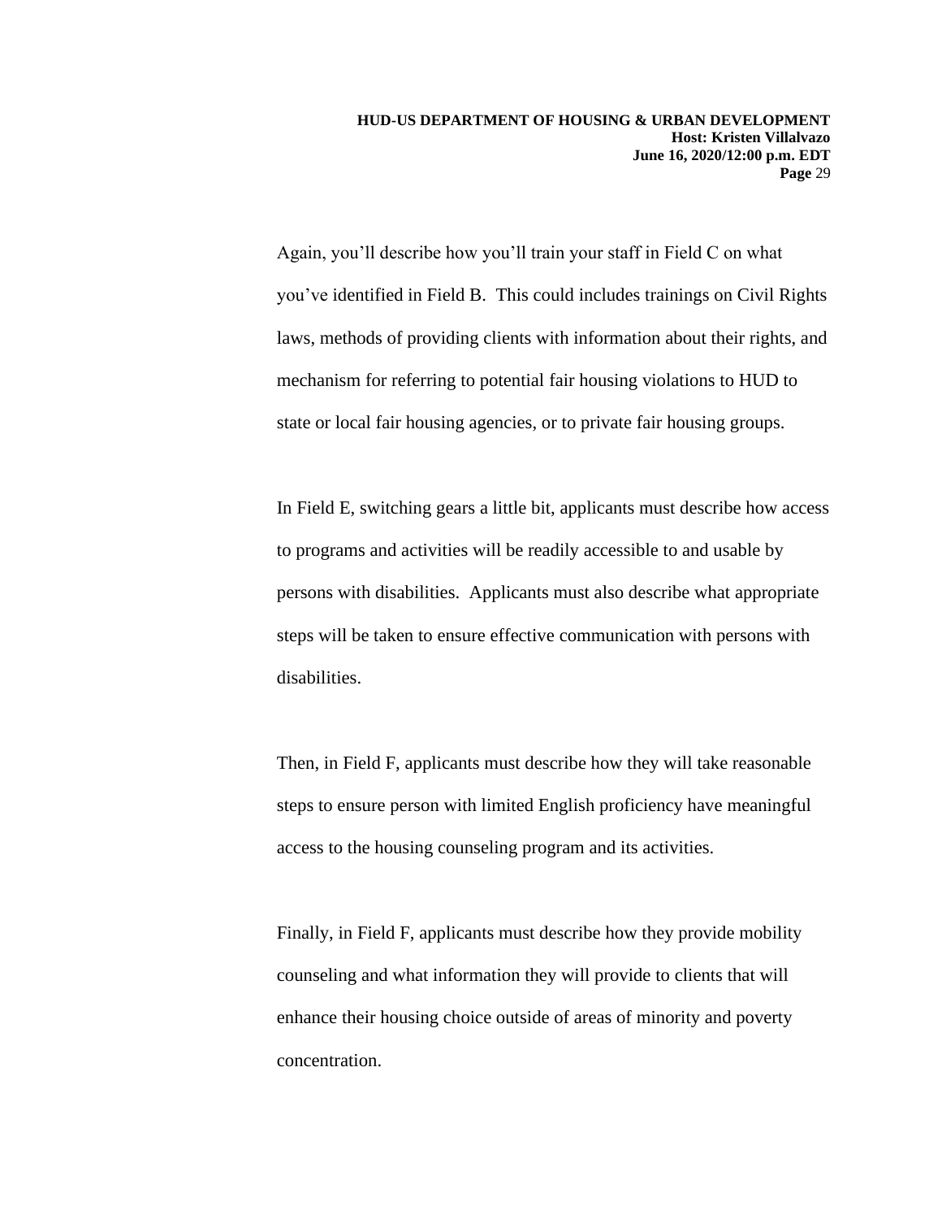Again, you'll describe how you'll train your staff in Field C on what you've identified in Field B.  This could includes trainings on Civil Rights laws, methods of providing clients with information about their rights, and mechanism for referring to potential fair housing violations to HUD to state or local fair housing agencies, or to private fair housing groups.

In Field E, switching gears a little bit, applicants must describe how access to programs and activities will be readily accessible to and usable by persons with disabilities.  Applicants must also describe what appropriate steps will be taken to ensure effective communication with persons with disabilities.

Then, in Field F, applicants must describe how they will take reasonable steps to ensure person with limited English proficiency have meaningful access to the housing counseling program and its activities.

Finally, in Field F, applicants must describe how they provide mobility counseling and what information they will provide to clients that will enhance their housing choice outside of areas of minority and poverty concentration.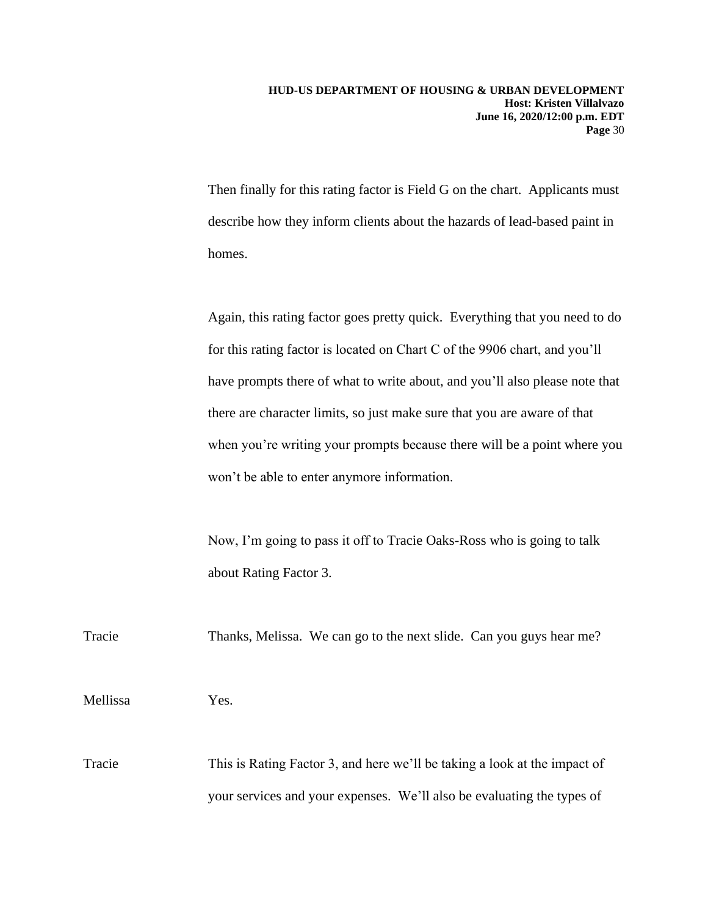Then finally for this rating factor is Field G on the chart. Applicants must describe how they inform clients about the hazards of lead-based paint in homes.

Again, this rating factor goes pretty quick. Everything that you need to do for this rating factor is located on Chart C of the 9906 chart, and you'll have prompts there of what to write about, and you'll also please note that there are character limits, so just make sure that you are aware of that when you're writing your prompts because there will be a point where you won't be able to enter anymore information.

Now, I'm going to pass it off to Tracie Oaks-Ross who is going to talk about Rating Factor 3.

Tracie: Thanks, Melissa. We can go to the next slide. Can you guys hear me?

Mellissa: Yes.

Tracie: This is Rating Factor 3, and here we'll be taking a look at the impact of your services and your expenses. We'll also be evaluating the types of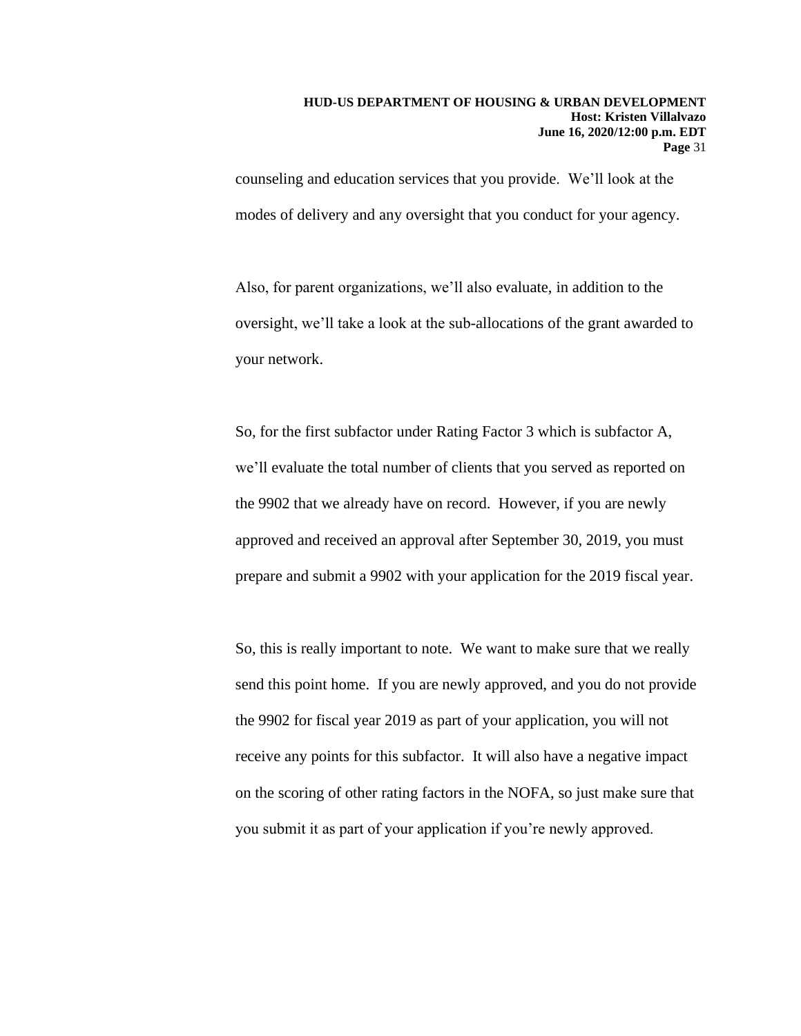counseling and education services that you provide. We'll look at the modes of delivery and any oversight that you conduct for your agency.

Also, for parent organizations, we'll also evaluate, in addition to the oversight, we'll take a look at the sub-allocations of the grant awarded to your network.

So, for the first subfactor under Rating Factor 3 which is subfactor A, we'll evaluate the total number of clients that you served as reported on the 9902 that we already have on record. However, if you are newly approved and received an approval after September 30, 2019, you must prepare and submit a 9902 with your application for the 2019 fiscal year.

So, this is really important to note. We want to make sure that we really send this point home. If you are newly approved, and you do not provide the 9902 for fiscal year 2019 as part of your application, you will not receive any points for this subfactor. It will also have a negative impact on the scoring of other rating factors in the NOFA, so just make sure that you submit it as part of your application if you're newly approved.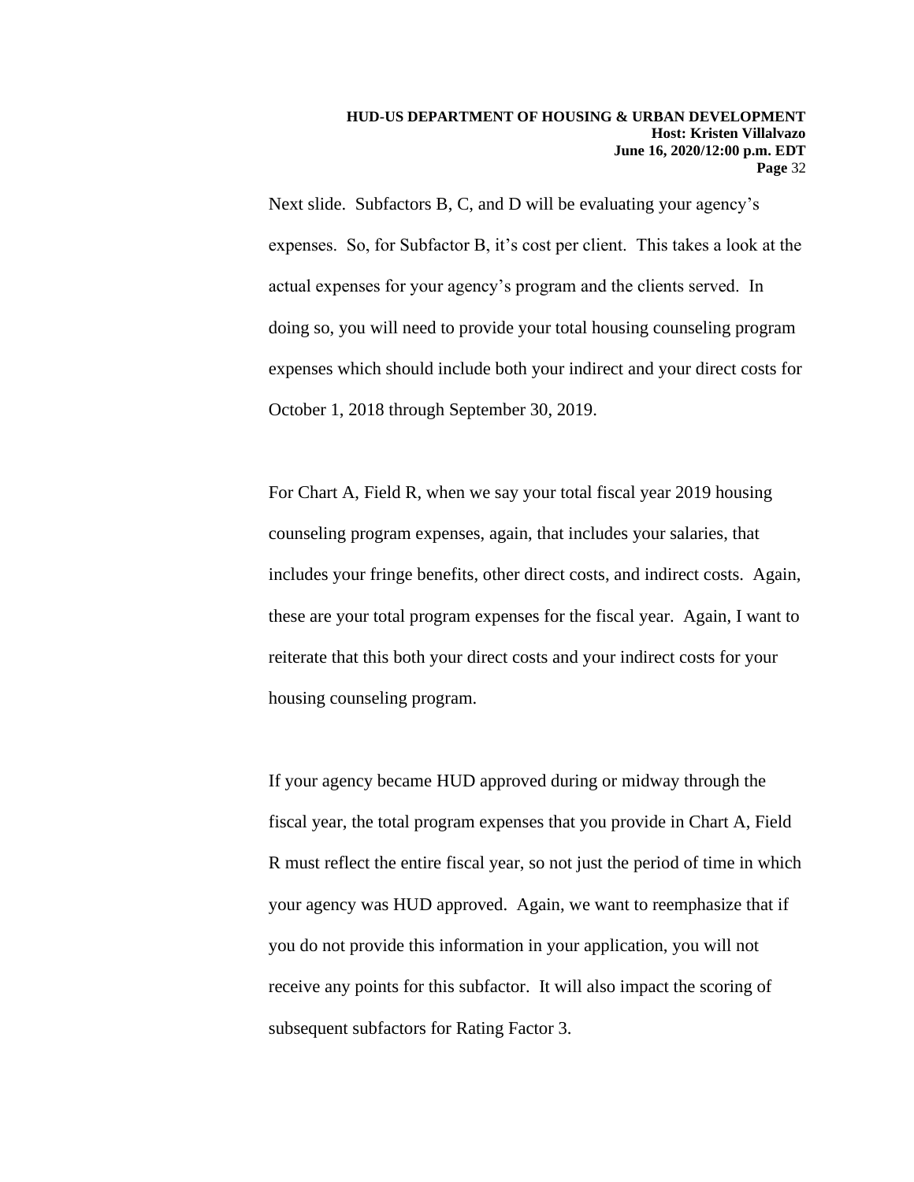Next slide. Subfactors B, C, and D will be evaluating your agency's expenses. So, for Subfactor B, it's cost per client. This takes a look at the actual expenses for your agency's program and the clients served. In doing so, you will need to provide your total housing counseling program expenses which should include both your indirect and your direct costs for October 1, 2018 through September 30, 2019.

For Chart A, Field R, when we say your total fiscal year 2019 housing counseling program expenses, again, that includes your salaries, that includes your fringe benefits, other direct costs, and indirect costs. Again, these are your total program expenses for the fiscal year. Again, I want to reiterate that this both your direct costs and your indirect costs for your housing counseling program.

If your agency became HUD approved during or midway through the fiscal year, the total program expenses that you provide in Chart A, Field R must reflect the entire fiscal year, so not just the period of time in which your agency was HUD approved. Again, we want to reemphasize that if you do not provide this information in your application, you will not receive any points for this subfactor. It will also impact the scoring of subsequent subfactors for Rating Factor 3.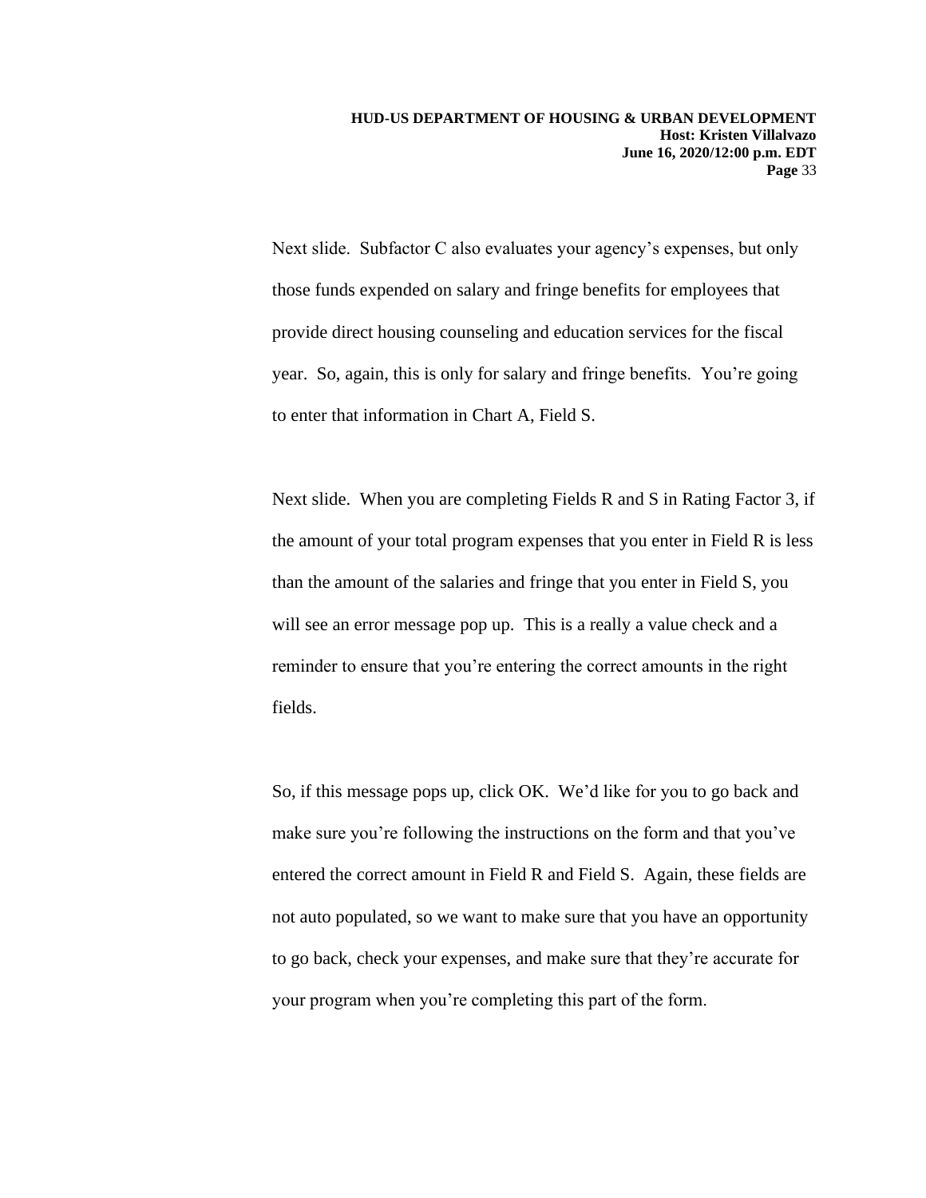Next slide. Subfactor C also evaluates your agency's expenses, but only those funds expended on salary and fringe benefits for employees that provide direct housing counseling and education services for the fiscal year. So, again, this is only for salary and fringe benefits. You're going to enter that information in Chart A, Field S.

Next slide. When you are completing Fields R and S in Rating Factor 3, if the amount of your total program expenses that you enter in Field R is less than the amount of the salaries and fringe that you enter in Field S, you will see an error message pop up. This is a really a value check and a reminder to ensure that you're entering the correct amounts in the right fields.

So, if this message pops up, click OK. We'd like for you to go back and make sure you're following the instructions on the form and that you've entered the correct amount in Field R and Field S. Again, these fields are not auto populated, so we want to make sure that you have an opportunity to go back, check your expenses, and make sure that they're accurate for your program when you're completing this part of the form.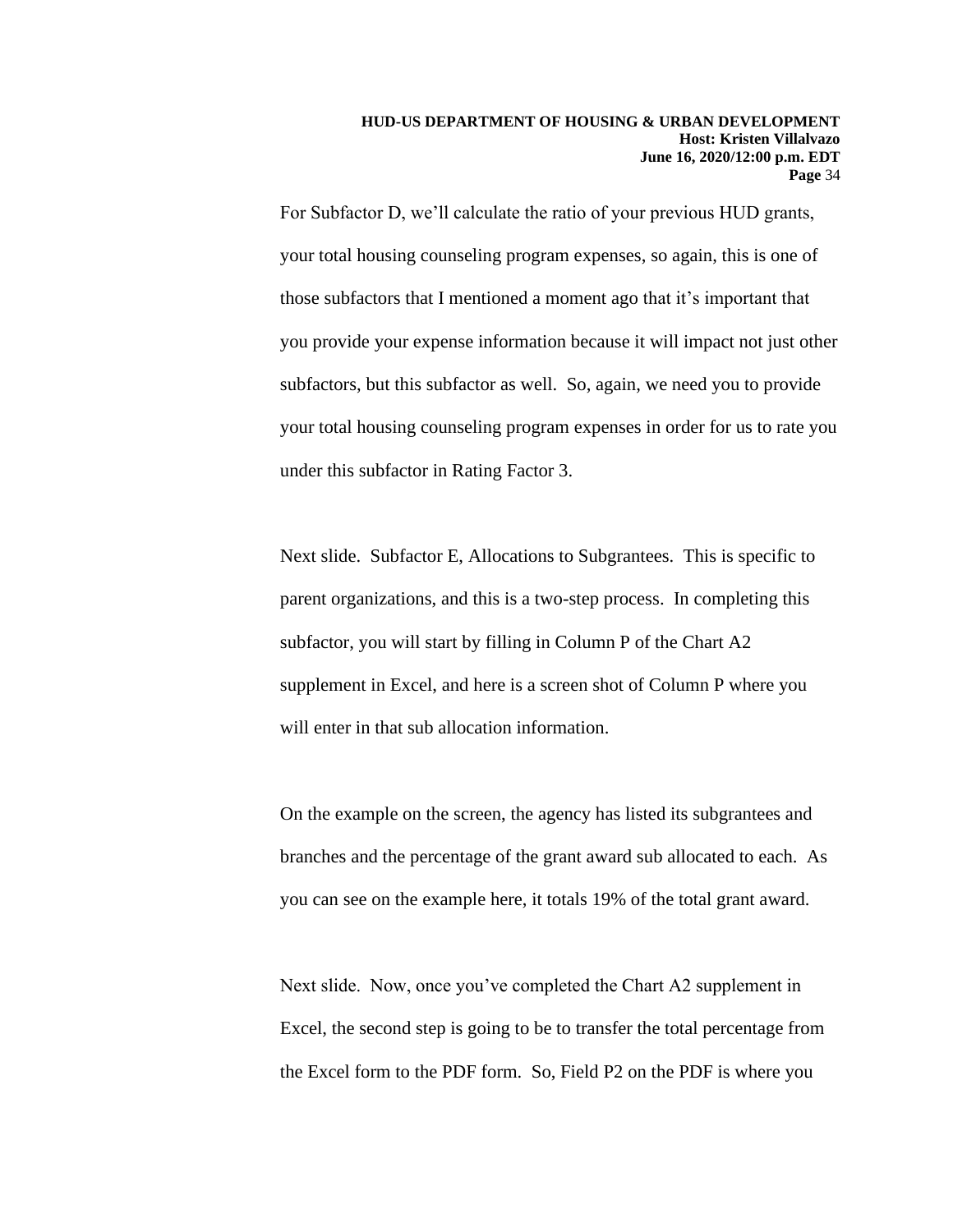For Subfactor D, we'll calculate the ratio of your previous HUD grants, your total housing counseling program expenses, so again, this is one of those subfactors that I mentioned a moment ago that it's important that you provide your expense information because it will impact not just other subfactors, but this subfactor as well. So, again, we need you to provide your total housing counseling program expenses in order for us to rate you under this subfactor in Rating Factor 3.

Next slide. Subfactor E, Allocations to Subgrantees. This is specific to parent organizations, and this is a two-step process. In completing this subfactor, you will start by filling in Column P of the Chart A2 supplement in Excel, and here is a screen shot of Column P where you will enter in that sub allocation information.

On the example on the screen, the agency has listed its subgrantees and branches and the percentage of the grant award sub allocated to each. As you can see on the example here, it totals 19% of the total grant award.

Next slide. Now, once you've completed the Chart A2 supplement in Excel, the second step is going to be to transfer the total percentage from the Excel form to the PDF form. So, Field P2 on the PDF is where you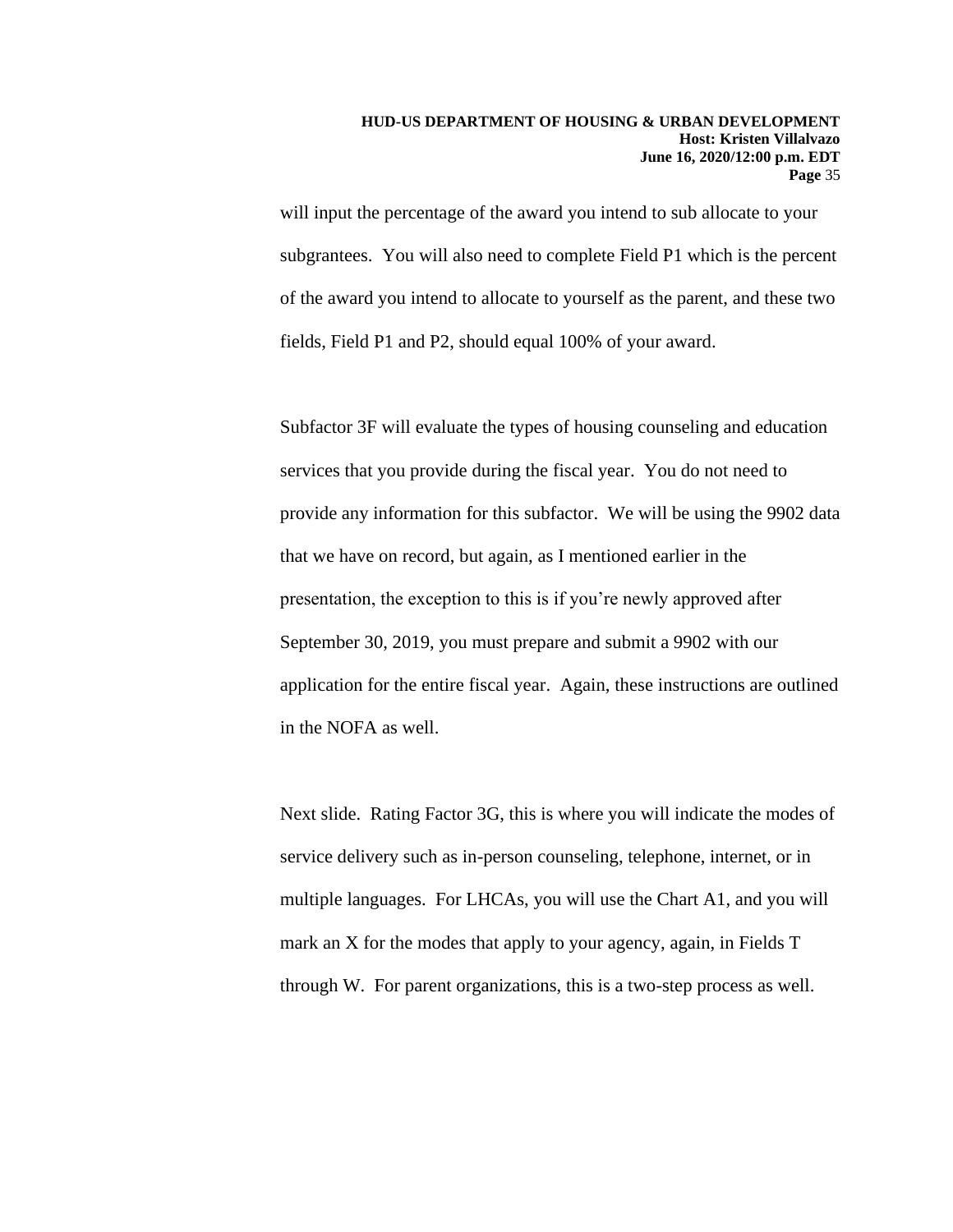will input the percentage of the award you intend to sub allocate to your subgrantees. You will also need to complete Field P1 which is the percent of the award you intend to allocate to yourself as the parent, and these two fields, Field P1 and P2, should equal 100% of your award.

Subfactor 3F will evaluate the types of housing counseling and education services that you provide during the fiscal year. You do not need to provide any information for this subfactor. We will be using the 9902 data that we have on record, but again, as I mentioned earlier in the presentation, the exception to this is if you're newly approved after September 30, 2019, you must prepare and submit a 9902 with our application for the entire fiscal year. Again, these instructions are outlined in the NOFA as well.

Next slide. Rating Factor 3G, this is where you will indicate the modes of service delivery such as in-person counseling, telephone, internet, or in multiple languages. For LHCAs, you will use the Chart A1, and you will mark an X for the modes that apply to your agency, again, in Fields T through W. For parent organizations, this is a two-step process as well.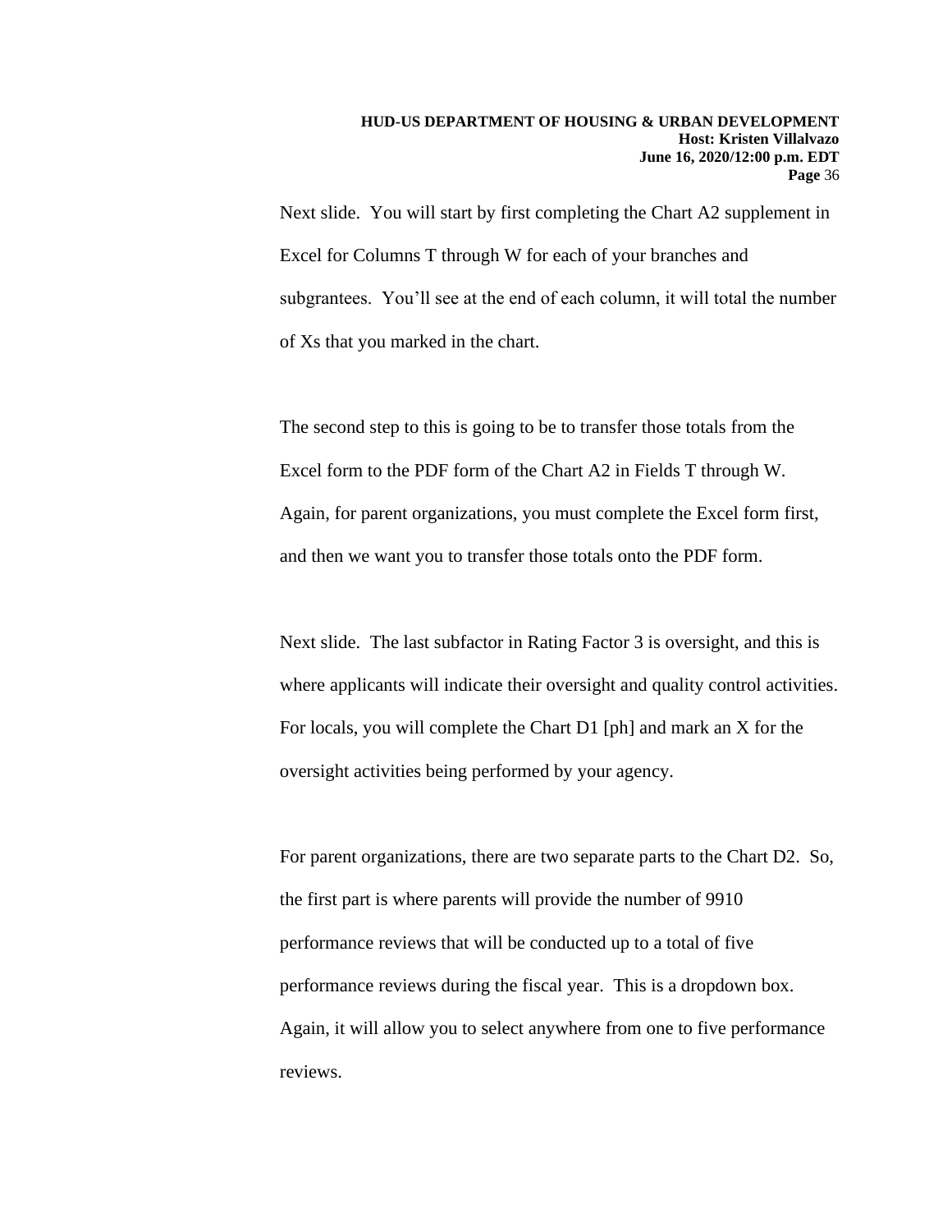Next slide. You will start by first completing the Chart A2 supplement in Excel for Columns T through W for each of your branches and subgrantees. You'll see at the end of each column, it will total the number of Xs that you marked in the chart.

The second step to this is going to be to transfer those totals from the Excel form to the PDF form of the Chart A2 in Fields T through W. Again, for parent organizations, you must complete the Excel form first, and then we want you to transfer those totals onto the PDF form.

Next slide. The last subfactor in Rating Factor 3 is oversight, and this is where applicants will indicate their oversight and quality control activities. For locals, you will complete the Chart D1 [ph] and mark an X for the oversight activities being performed by your agency.

For parent organizations, there are two separate parts to the Chart D2. So, the first part is where parents will provide the number of 9910 performance reviews that will be conducted up to a total of five performance reviews during the fiscal year. This is a dropdown box. Again, it will allow you to select anywhere from one to five performance reviews.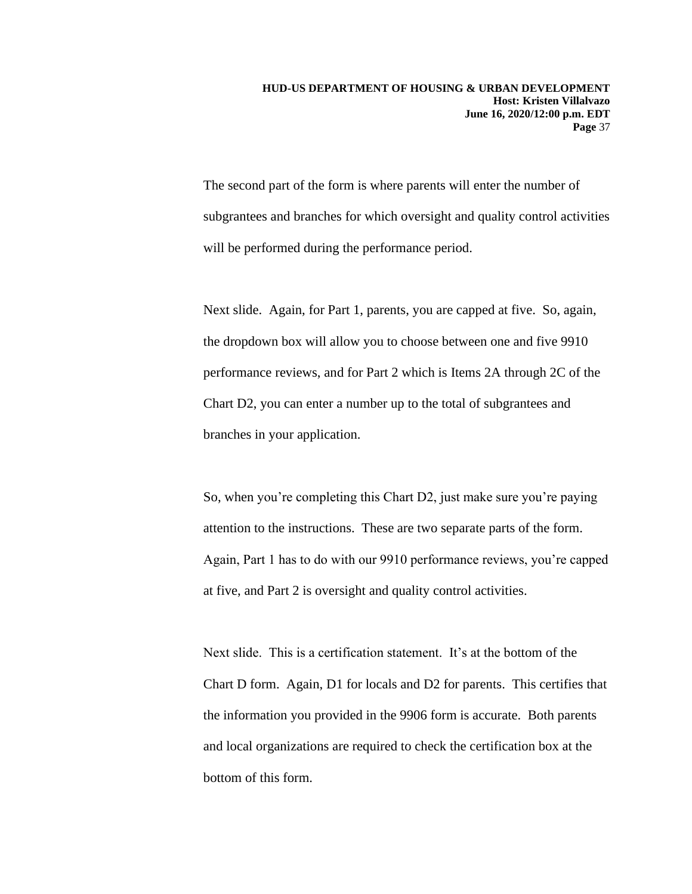The second part of the form is where parents will enter the number of subgrantees and branches for which oversight and quality control activities will be performed during the performance period.

Next slide. Again, for Part 1, parents, you are capped at five. So, again, the dropdown box will allow you to choose between one and five 9910 performance reviews, and for Part 2 which is Items 2A through 2C of the Chart D2, you can enter a number up to the total of subgrantees and branches in your application.

So, when you're completing this Chart D2, just make sure you're paying attention to the instructions. These are two separate parts of the form. Again, Part 1 has to do with our 9910 performance reviews, you're capped at five, and Part 2 is oversight and quality control activities.

Next slide. This is a certification statement. It's at the bottom of the Chart D form. Again, D1 for locals and D2 for parents. This certifies that the information you provided in the 9906 form is accurate. Both parents and local organizations are required to check the certification box at the bottom of this form.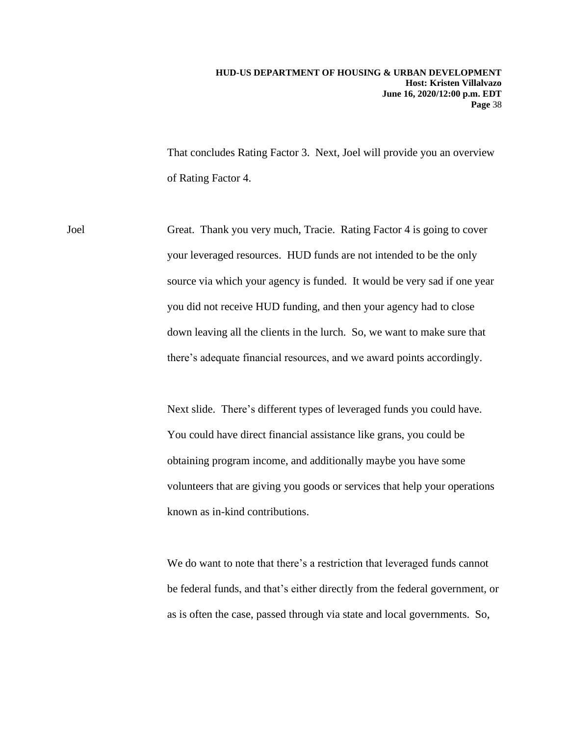That concludes Rating Factor 3. Next, Joel will provide you an overview of Rating Factor 4.

Joel Great. Thank you very much, Tracie. Rating Factor 4 is going to cover your leveraged resources. HUD funds are not intended to be the only source via which your agency is funded. It would be very sad if one year you did not receive HUD funding, and then your agency had to close down leaving all the clients in the lurch. So, we want to make sure that there's adequate financial resources, and we award points accordingly.

Next slide. There's different types of leveraged funds you could have. You could have direct financial assistance like grans, you could be obtaining program income, and additionally maybe you have some volunteers that are giving you goods or services that help your operations known as in-kind contributions.

We do want to note that there's a restriction that leveraged funds cannot be federal funds, and that's either directly from the federal government, or as is often the case, passed through via state and local governments. So,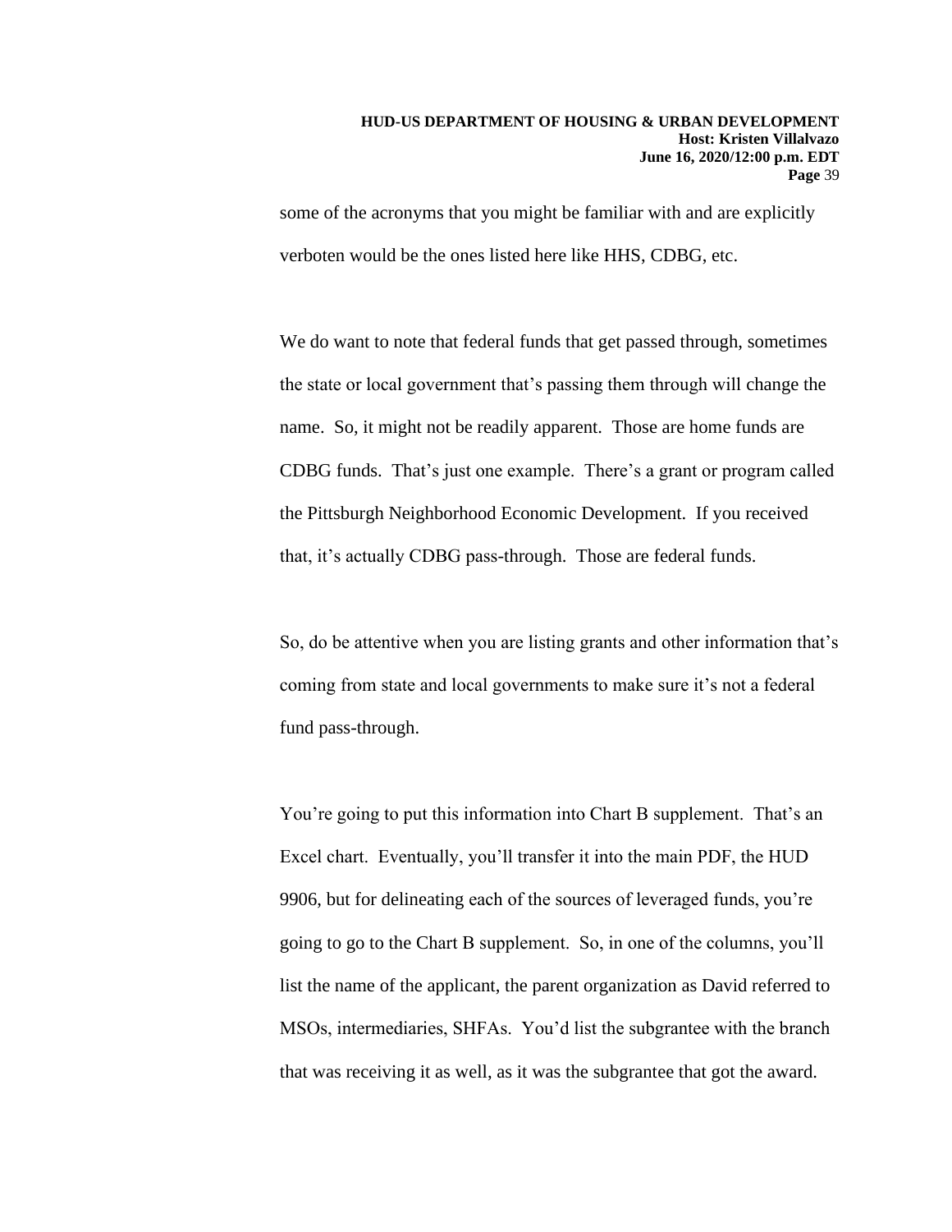some of the acronyms that you might be familiar with and are explicitly verboten would be the ones listed here like HHS, CDBG, etc.

We do want to note that federal funds that get passed through, sometimes the state or local government that's passing them through will change the name. So, it might not be readily apparent. Those are home funds are CDBG funds. That's just one example. There's a grant or program called the Pittsburgh Neighborhood Economic Development. If you received that, it's actually CDBG pass-through. Those are federal funds.

So, do be attentive when you are listing grants and other information that's coming from state and local governments to make sure it's not a federal fund pass-through.

You're going to put this information into Chart B supplement. That's an Excel chart. Eventually, you'll transfer it into the main PDF, the HUD 9906, but for delineating each of the sources of leveraged funds, you're going to go to the Chart B supplement. So, in one of the columns, you'll list the name of the applicant, the parent organization as David referred to MSOs, intermediaries, SHFAs. You'd list the subgrantee with the branch that was receiving it as well, as it was the subgrantee that got the award.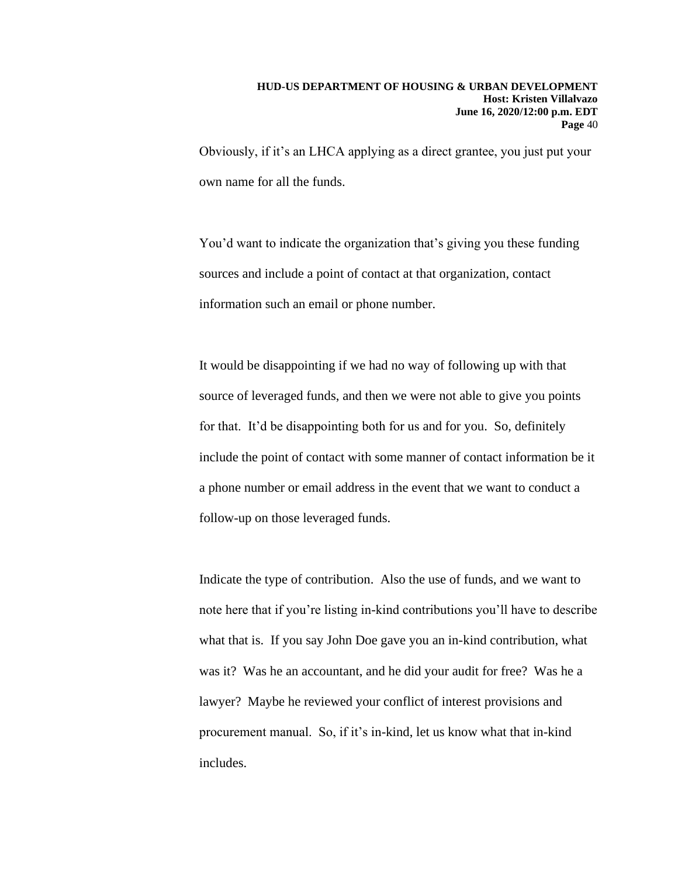Obviously, if it's an LHCA applying as a direct grantee, you just put your own name for all the funds.

You'd want to indicate the organization that's giving you these funding sources and include a point of contact at that organization, contact information such an email or phone number.

It would be disappointing if we had no way of following up with that source of leveraged funds, and then we were not able to give you points for that. It'd be disappointing both for us and for you. So, definitely include the point of contact with some manner of contact information be it a phone number or email address in the event that we want to conduct a follow-up on those leveraged funds.

Indicate the type of contribution. Also the use of funds, and we want to note here that if you're listing in-kind contributions you'll have to describe what that is. If you say John Doe gave you an in-kind contribution, what was it? Was he an accountant, and he did your audit for free? Was he a lawyer? Maybe he reviewed your conflict of interest provisions and procurement manual. So, if it's in-kind, let us know what that in-kind includes.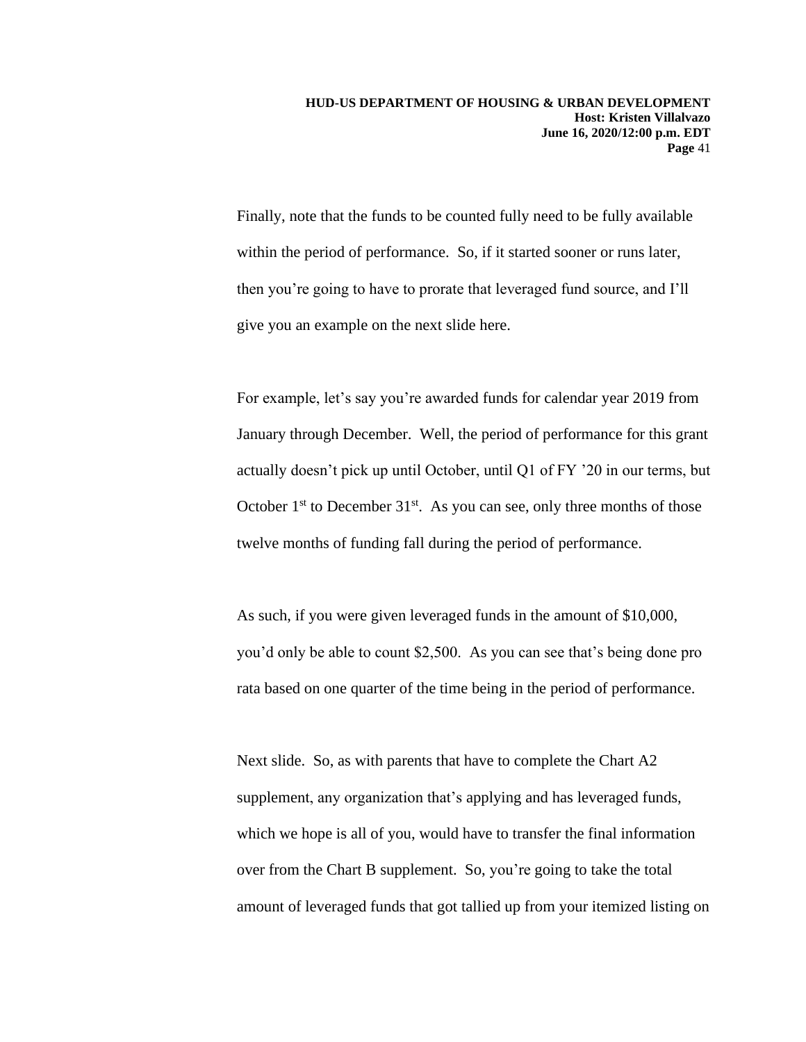Finally, note that the funds to be counted fully need to be fully available within the period of performance. So, if it started sooner or runs later, then you're going to have to prorate that leveraged fund source, and I'll give you an example on the next slide here.

For example, let's say you're awarded funds for calendar year 2019 from January through December. Well, the period of performance for this grant actually doesn't pick up until October, until Q1 of FY '20 in our terms, but October 1st to December 31st. As you can see, only three months of those twelve months of funding fall during the period of performance.

As such, if you were given leveraged funds in the amount of $10,000, you'd only be able to count $2,500. As you can see that's being done pro rata based on one quarter of the time being in the period of performance.

Next slide. So, as with parents that have to complete the Chart A2 supplement, any organization that's applying and has leveraged funds, which we hope is all of you, would have to transfer the final information over from the Chart B supplement. So, you're going to take the total amount of leveraged funds that got tallied up from your itemized listing on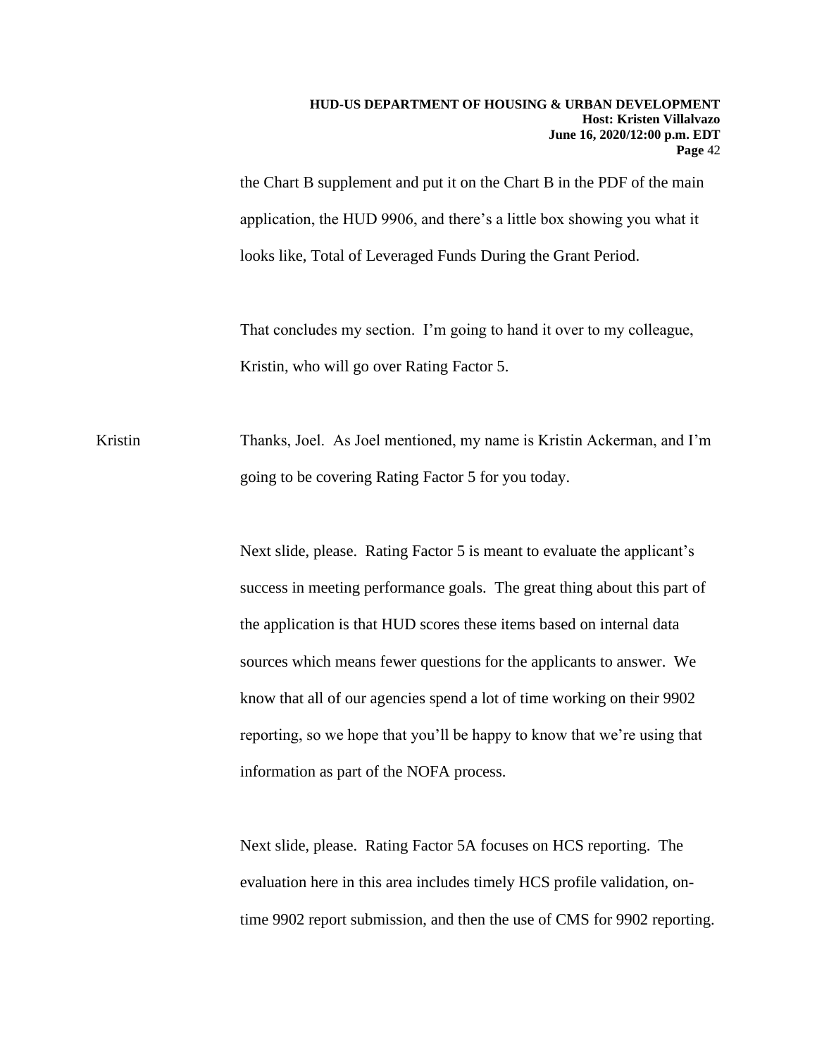the Chart B supplement and put it on the Chart B in the PDF of the main application, the HUD 9906, and there's a little box showing you what it looks like, Total of Leveraged Funds During the Grant Period.

That concludes my section. I'm going to hand it over to my colleague, Kristin, who will go over Rating Factor 5.

Kristin Thanks, Joel. As Joel mentioned, my name is Kristin Ackerman, and I'm going to be covering Rating Factor 5 for you today.

Next slide, please. Rating Factor 5 is meant to evaluate the applicant's success in meeting performance goals. The great thing about this part of the application is that HUD scores these items based on internal data sources which means fewer questions for the applicants to answer. We know that all of our agencies spend a lot of time working on their 9902 reporting, so we hope that you'll be happy to know that we're using that information as part of the NOFA process.

Next slide, please. Rating Factor 5A focuses on HCS reporting. The evaluation here in this area includes timely HCS profile validation, on-time 9902 report submission, and then the use of CMS for 9902 reporting.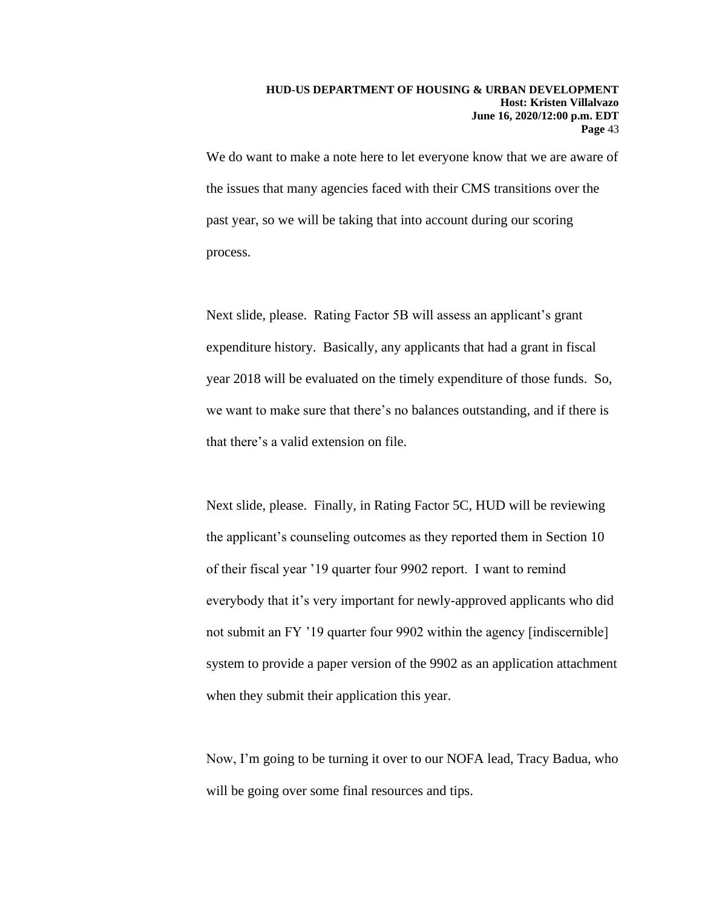We do want to make a note here to let everyone know that we are aware of the issues that many agencies faced with their CMS transitions over the past year, so we will be taking that into account during our scoring process.

Next slide, please. Rating Factor 5B will assess an applicant's grant expenditure history. Basically, any applicants that had a grant in fiscal year 2018 will be evaluated on the timely expenditure of those funds. So, we want to make sure that there's no balances outstanding, and if there is that there's a valid extension on file.

Next slide, please. Finally, in Rating Factor 5C, HUD will be reviewing the applicant's counseling outcomes as they reported them in Section 10 of their fiscal year '19 quarter four 9902 report. I want to remind everybody that it's very important for newly-approved applicants who did not submit an FY '19 quarter four 9902 within the agency [indiscernible] system to provide a paper version of the 9902 as an application attachment when they submit their application this year.

Now, I'm going to be turning it over to our NOFA lead, Tracy Badua, who will be going over some final resources and tips.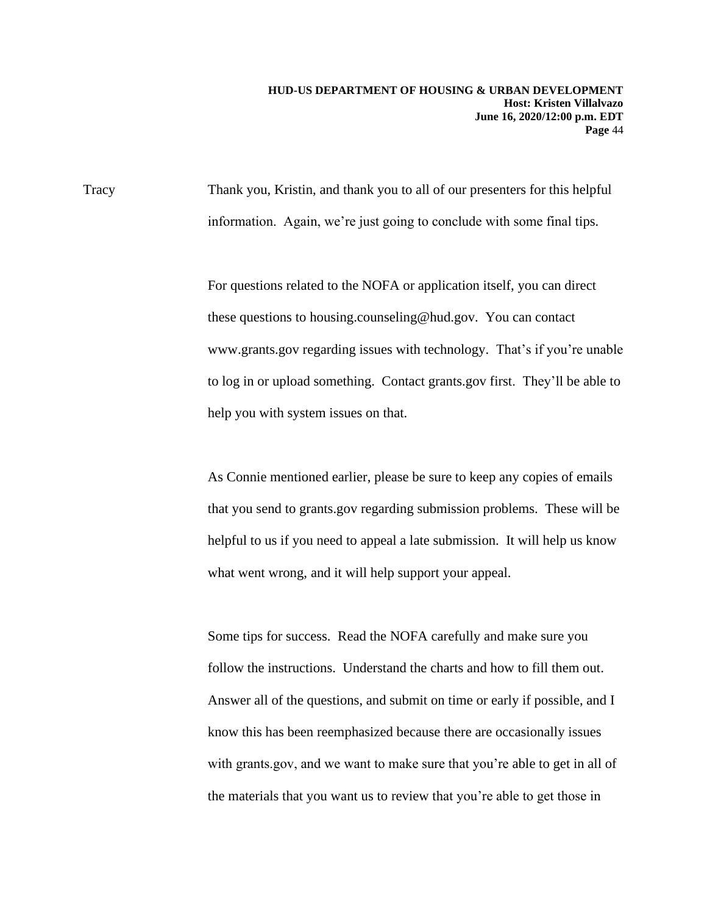Tracy Thank you, Kristin, and thank you to all of our presenters for this helpful information. Again, we're just going to conclude with some final tips.

For questions related to the NOFA or application itself, you can direct these questions to housing.counseling@hud.gov. You can contact www.grants.gov regarding issues with technology. That's if you're unable to log in or upload something. Contact grants.gov first. They'll be able to help you with system issues on that.

As Connie mentioned earlier, please be sure to keep any copies of emails that you send to grants.gov regarding submission problems. These will be helpful to us if you need to appeal a late submission. It will help us know what went wrong, and it will help support your appeal.

Some tips for success. Read the NOFA carefully and make sure you follow the instructions. Understand the charts and how to fill them out. Answer all of the questions, and submit on time or early if possible, and I know this has been reemphasized because there are occasionally issues with grants.gov, and we want to make sure that you're able to get in all of the materials that you want us to review that you're able to get those in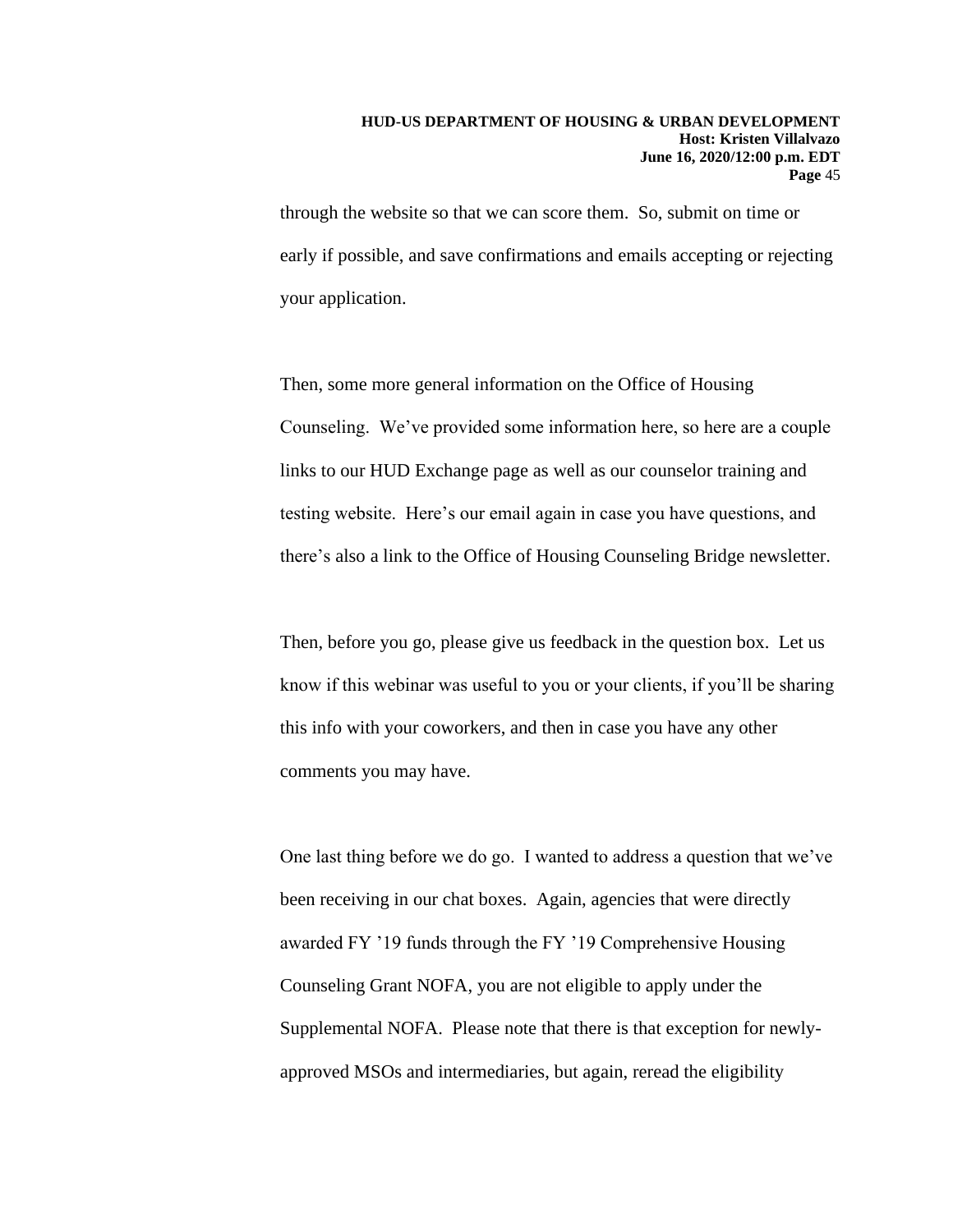through the website so that we can score them. So, submit on time or early if possible, and save confirmations and emails accepting or rejecting your application.

Then, some more general information on the Office of Housing Counseling. We've provided some information here, so here are a couple links to our HUD Exchange page as well as our counselor training and testing website. Here's our email again in case you have questions, and there's also a link to the Office of Housing Counseling Bridge newsletter.

Then, before you go, please give us feedback in the question box. Let us know if this webinar was useful to you or your clients, if you'll be sharing this info with your coworkers, and then in case you have any other comments you may have.

One last thing before we do go. I wanted to address a question that we've been receiving in our chat boxes. Again, agencies that were directly awarded FY '19 funds through the FY '19 Comprehensive Housing Counseling Grant NOFA, you are not eligible to apply under the Supplemental NOFA. Please note that there is that exception for newly-approved MSOs and intermediaries, but again, reread the eligibility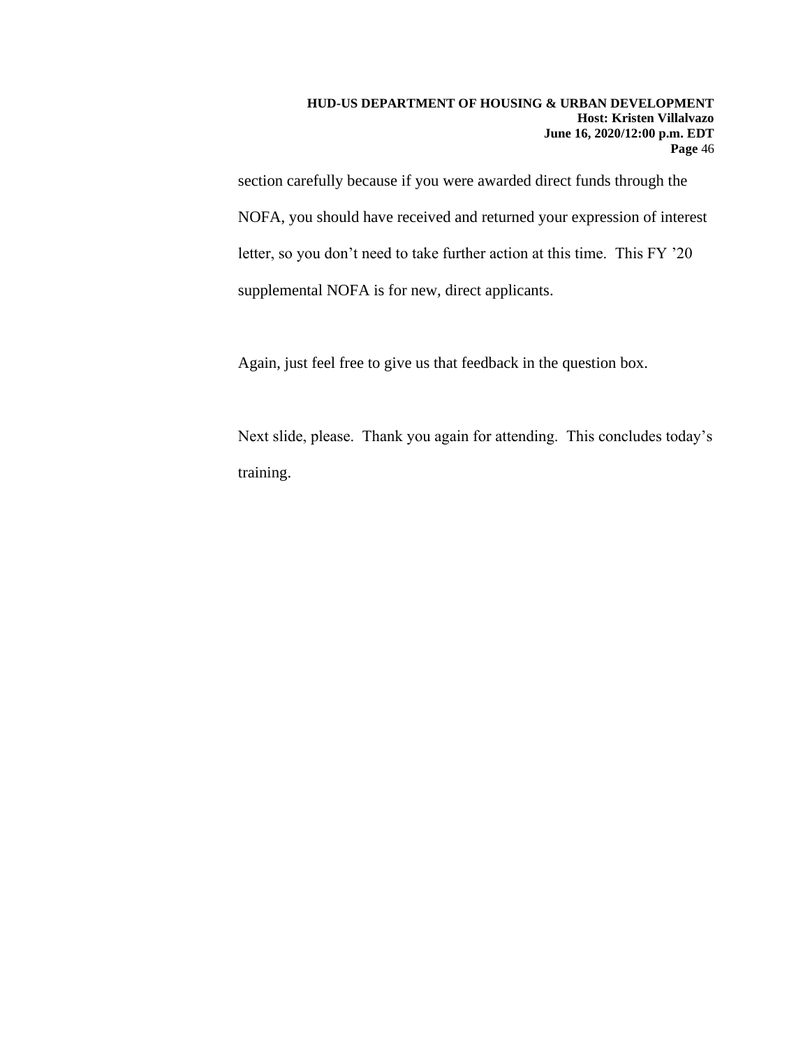section carefully because if you were awarded direct funds through the NOFA, you should have received and returned your expression of interest letter, so you don't need to take further action at this time. This FY '20 supplemental NOFA is for new, direct applicants.

Again, just feel free to give us that feedback in the question box.

Next slide, please. Thank you again for attending. This concludes today's training.